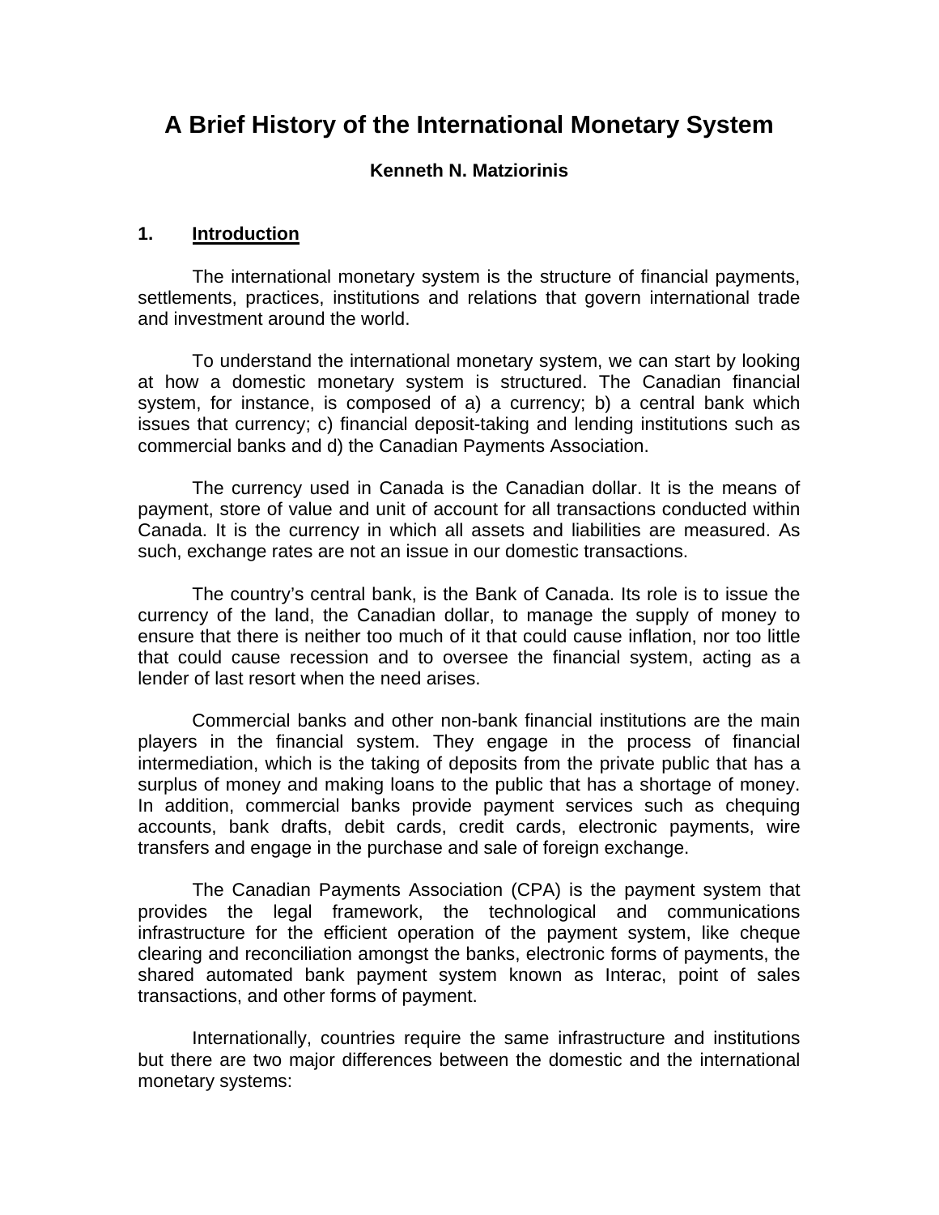# A Brief History of the International Monetary System

**Kenneth N. Matziorinis**

## 1. Introduction

The international monetary system is the structure of financial payments, settlements, practices, institutions and relations that govern international trade and investment around the world.

To understand the international monetary system, we can start by looking at how a domestic monetary system is structured. The Canadian financial system, for instance, is composed of a) a currency; b) a central bank which issues that currency; c) financial deposit-taking and lending institutions such as commercial banks and d) the Canadian Payments Association.

The currency used in Canada is the Canadian dollar. It is the means of payment, store of value and unit of account for all transactions conducted within Canada. It is the currency in which all assets and liabilities are measured. As such, exchange rates are not an issue in our domestic transactions.

The country's central bank, is the Bank of Canada. Its role is to issue the currency of the land, the Canadian dollar, to manage the supply of money to ensure that there is neither too much of it that could cause inflation, nor too little that could cause recession and to oversee the financial system, acting as a lender of last resort when the need arises.

Commercial banks and other non-bank financial institutions are the main players in the financial system. They engage in the process of financial intermediation, which is the taking of deposits from the private public that has a surplus of money and making loans to the public that has a shortage of money. In addition, commercial banks provide payment services such as chequing accounts, bank drafts, debit cards, credit cards, electronic payments, wire transfers and engage in the purchase and sale of foreign exchange.

The Canadian Payments Association (CPA) is the payment system that provides the legal framework, the technological and communications infrastructure for the efficient operation of the payment system, like cheque clearing and reconciliation amongst the banks, electronic forms of payments, the shared automated bank payment system known as Interac, point of sales transactions, and other forms of payment.

Internationally, countries require the same infrastructure and institutions but there are two major differences between the domestic and the international monetary systems: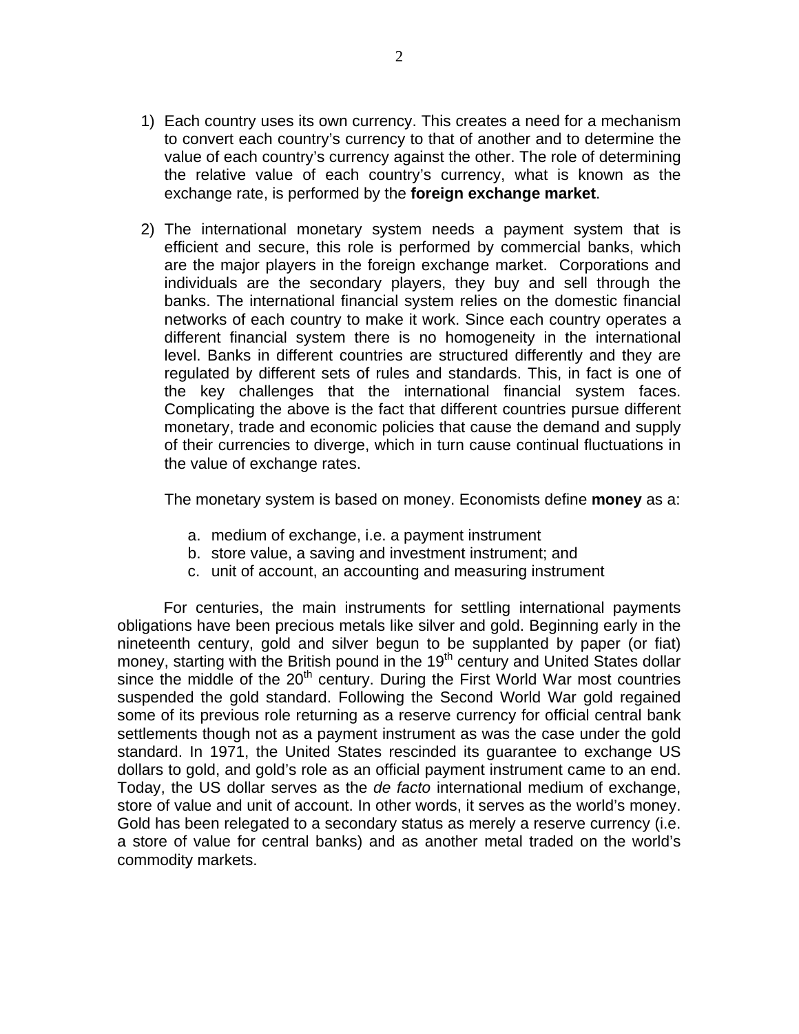1) Each country uses its own currency. This creates a need for a mechanism to convert each country's currency to that of another and to determine the value of each country's currency against the other. The role of determining the relative value of each country's currency, what is known as the exchange rate, is performed by the **foreign exchange market**.

2) The international monetary system needs a payment system that is efficient and secure, this role is performed by commercial banks, which are the major players in the foreign exchange market. Corporations and individuals are the secondary players, they buy and sell through the banks. The international financial system relies on the domestic financial networks of each country to make it work. Since each country operates a different financial system there is no homogeneity in the international level. Banks in different countries are structured differently and they are regulated by different sets of rules and standards. This, in fact is one of the key challenges that the international financial system faces. Complicating the above is the fact that different countries pursue different monetary, trade and economic policies that cause the demand and supply of their currencies to diverge, which in turn cause continual fluctuations in the value of exchange rates.

   The monetary system is based on money. Economists define **money** as a:

   a. medium of exchange, i.e. a payment instrument
   b. store value, a saving and investment instrument; and
   c. unit of account, an accounting and measuring instrument

For centuries, the main instruments for settling international payments obligations have been precious metals like silver and gold. Beginning early in the nineteenth century, gold and silver begun to be supplanted by paper (or fiat) money, starting with the British pound in the 19th century and United States dollar since the middle of the 20th century. During the First World War most countries suspended the gold standard. Following the Second World War gold regained some of its previous role returning as a reserve currency for official central bank settlements though not as a payment instrument as was the case under the gold standard. In 1971, the United States rescinded its guarantee to exchange US dollars to gold, and gold's role as an official payment instrument came to an end. Today, the US dollar serves as the *de facto* international medium of exchange, store of value and unit of account. In other words, it serves as the world's money. Gold has been relegated to a secondary status as merely a reserve currency (i.e. a store of value for central banks) and as another metal traded on the world's commodity markets.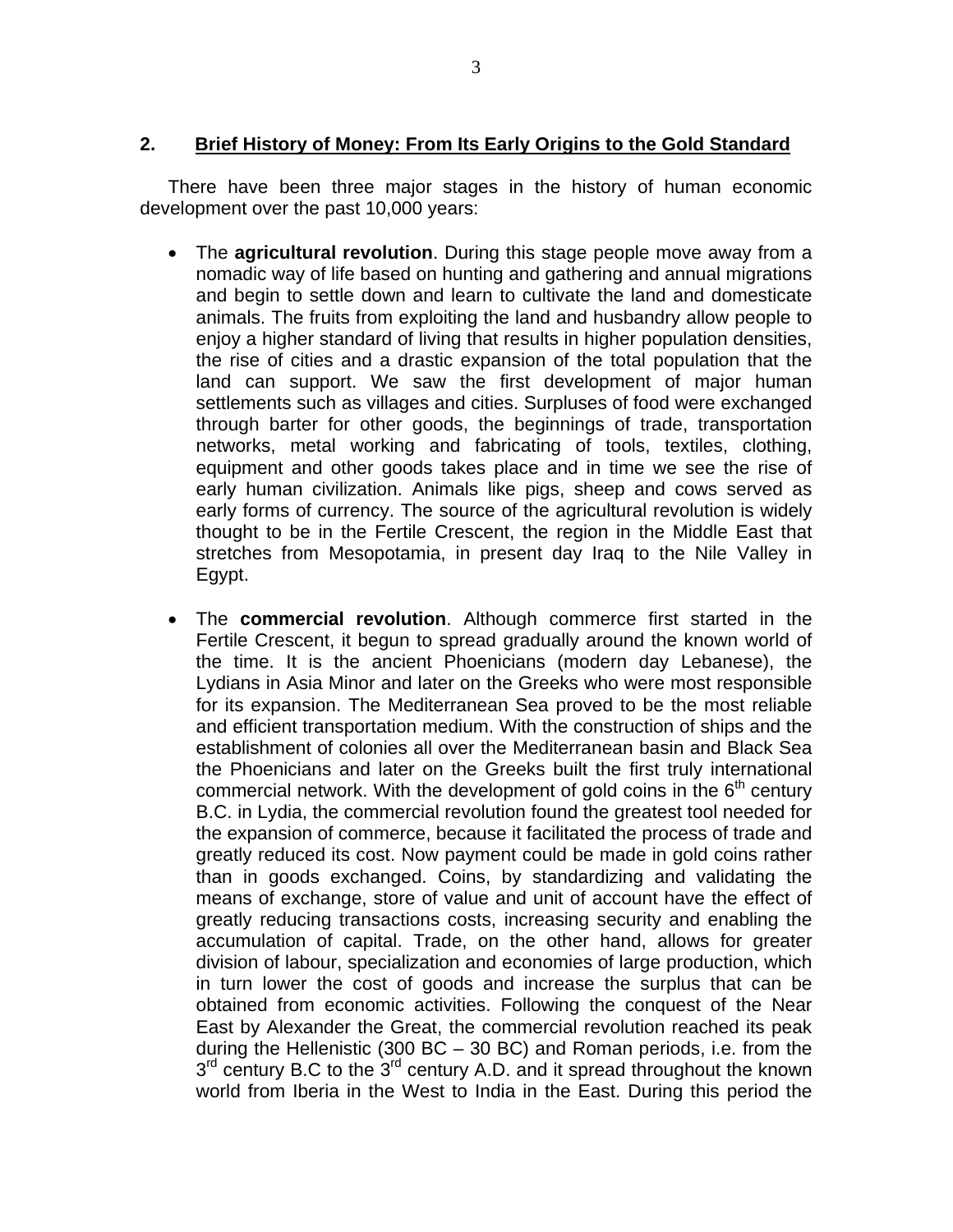## 2. Brief History of Money: From Its Early Origins to the Gold Standard

There have been three major stages in the history of human economic development over the past 10,000 years:

- The **agricultural revolution**. During this stage people move away from a nomadic way of life based on hunting and gathering and annual migrations and begin to settle down and learn to cultivate the land and domesticate animals. The fruits from exploiting the land and husbandry allow people to enjoy a higher standard of living that results in higher population densities, the rise of cities and a drastic expansion of the total population that the land can support. We saw the first development of major human settlements such as villages and cities. Surpluses of food were exchanged through barter for other goods, the beginnings of trade, transportation networks, metal working and fabricating of tools, textiles, clothing, equipment and other goods takes place and in time we see the rise of early human civilization. Animals like pigs, sheep and cows served as early forms of currency. The source of the agricultural revolution is widely thought to be in the Fertile Crescent, the region in the Middle East that stretches from Mesopotamia, in present day Iraq to the Nile Valley in Egypt.

- The **commercial revolution**. Although commerce first started in the Fertile Crescent, it begun to spread gradually around the known world of the time. It is the ancient Phoenicians (modern day Lebanese), the Lydians in Asia Minor and later on the Greeks who were most responsible for its expansion. The Mediterranean Sea proved to be the most reliable and efficient transportation medium. With the construction of ships and the establishment of colonies all over the Mediterranean basin and Black Sea the Phoenicians and later on the Greeks built the first truly international commercial network. With the development of gold coins in the 6th century B.C. in Lydia, the commercial revolution found the greatest tool needed for the expansion of commerce, because it facilitated the process of trade and greatly reduced its cost. Now payment could be made in gold coins rather than in goods exchanged. Coins, by standardizing and validating the means of exchange, store of value and unit of account have the effect of greatly reducing transactions costs, increasing security and enabling the accumulation of capital. Trade, on the other hand, allows for greater division of labour, specialization and economies of large production, which in turn lower the cost of goods and increase the surplus that can be obtained from economic activities. Following the conquest of the Near East by Alexander the Great, the commercial revolution reached its peak during the Hellenistic (300 BC – 30 BC) and Roman periods, i.e. from the 3rd century B.C to the 3rd century A.D. and it spread throughout the known world from Iberia in the West to India in the East. During this period the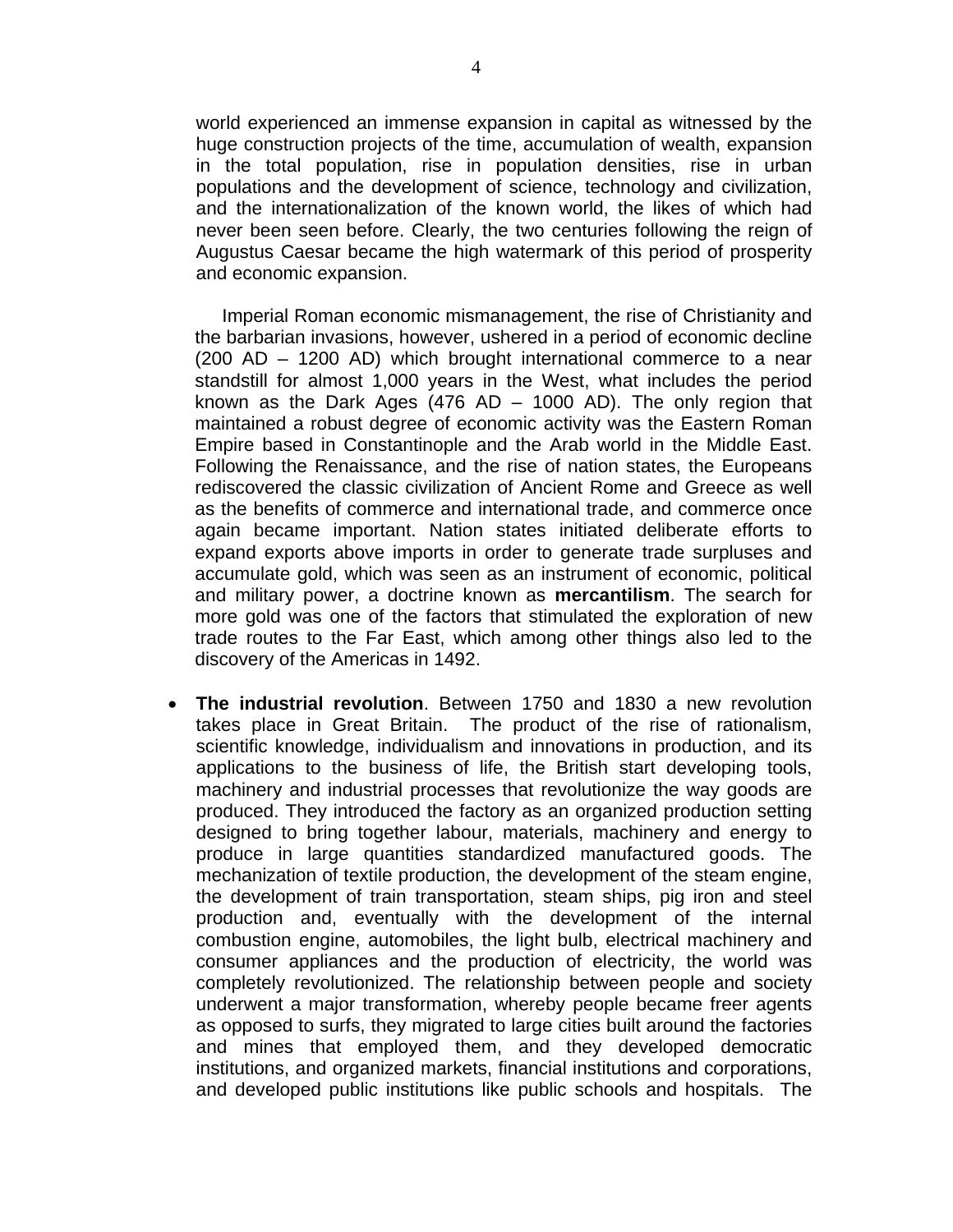world experienced an immense expansion in capital as witnessed by the huge construction projects of the time, accumulation of wealth, expansion in the total population, rise in population densities, rise in urban populations and the development of science, technology and civilization, and the internationalization of the known world, the likes of which had never been seen before. Clearly, the two centuries following the reign of Augustus Caesar became the high watermark of this period of prosperity and economic expansion.

Imperial Roman economic mismanagement, the rise of Christianity and the barbarian invasions, however, ushered in a period of economic decline (200 AD – 1200 AD) which brought international commerce to a near standstill for almost 1,000 years in the West, what includes the period known as the Dark Ages (476 AD – 1000 AD). The only region that maintained a robust degree of economic activity was the Eastern Roman Empire based in Constantinople and the Arab world in the Middle East. Following the Renaissance, and the rise of nation states, the Europeans rediscovered the classic civilization of Ancient Rome and Greece as well as the benefits of commerce and international trade, and commerce once again became important. Nation states initiated deliberate efforts to expand exports above imports in order to generate trade surpluses and accumulate gold, which was seen as an instrument of economic, political and military power, a doctrine known as **mercantilism**. The search for more gold was one of the factors that stimulated the exploration of new trade routes to the Far East, which among other things also led to the discovery of the Americas in 1492.

- **The industrial revolution**. Between 1750 and 1830 a new revolution takes place in Great Britain. The product of the rise of rationalism, scientific knowledge, individualism and innovations in production, and its applications to the business of life, the British start developing tools, machinery and industrial processes that revolutionize the way goods are produced. They introduced the factory as an organized production setting designed to bring together labour, materials, machinery and energy to produce in large quantities standardized manufactured goods. The mechanization of textile production, the development of the steam engine, the development of train transportation, steam ships, pig iron and steel production and, eventually with the development of the internal combustion engine, automobiles, the light bulb, electrical machinery and consumer appliances and the production of electricity, the world was completely revolutionized. The relationship between people and society underwent a major transformation, whereby people became freer agents as opposed to surfs, they migrated to large cities built around the factories and mines that employed them, and they developed democratic institutions, and organized markets, financial institutions and corporations, and developed public institutions like public schools and hospitals. The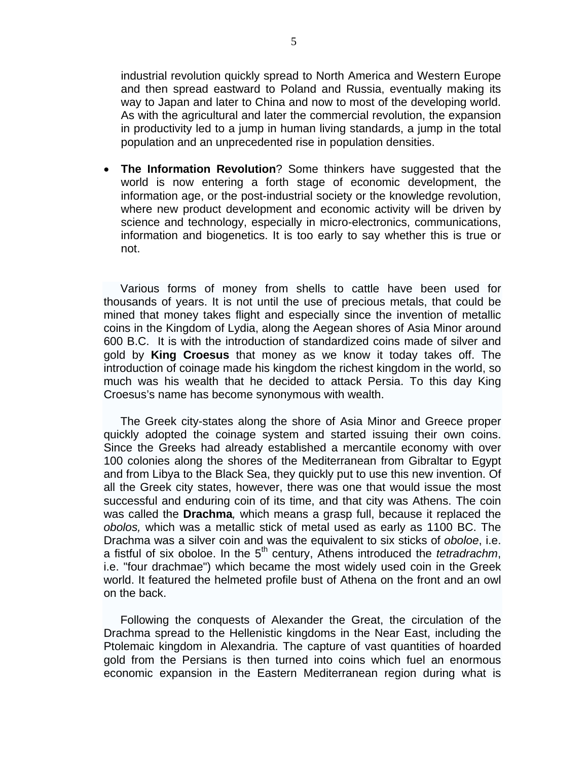industrial revolution quickly spread to North America and Western Europe and then spread eastward to Poland and Russia, eventually making its way to Japan and later to China and now to most of the developing world. As with the agricultural and later the commercial revolution, the expansion in productivity led to a jump in human living standards, a jump in the total population and an unprecedented rise in population densities.

- **The Information Revolution**? Some thinkers have suggested that the world is now entering a forth stage of economic development, the information age, or the post-industrial society or the knowledge revolution, where new product development and economic activity will be driven by science and technology, especially in micro-electronics, communications, information and biogenetics. It is too early to say whether this is true or not.

Various forms of money from shells to cattle have been used for thousands of years. It is not until the use of precious metals, that could be mined that money takes flight and especially since the invention of metallic coins in the Kingdom of Lydia, along the Aegean shores of Asia Minor around 600 B.C. It is with the introduction of standardized coins made of silver and gold by **King Croesus** that money as we know it today takes off. The introduction of coinage made his kingdom the richest kingdom in the world, so much was his wealth that he decided to attack Persia. To this day King Croesus's name has become synonymous with wealth.

The Greek city-states along the shore of Asia Minor and Greece proper quickly adopted the coinage system and started issuing their own coins. Since the Greeks had already established a mercantile economy with over 100 colonies along the shores of the Mediterranean from Gibraltar to Egypt and from Libya to the Black Sea, they quickly put to use this new invention. Of all the Greek city states, however, there was one that would issue the most successful and enduring coin of its time, and that city was Athens. The coin was called the ***Drachma**,* which means a grasp full, because it replaced the *obolos,* which was a metallic stick of metal used as early as 1100 BC. The Drachma was a silver coin and was the equivalent to six sticks of *oboloe*, i.e. a fistful of six oboloe. In the 5th century, Athens introduced the *tetradrachm*, i.e. "four drachmae") which became the most widely used coin in the Greek world. It featured the helmeted profile bust of Athena on the front and an owl on the back.

Following the conquests of Alexander the Great, the circulation of the Drachma spread to the Hellenistic kingdoms in the Near East, including the Ptolemaic kingdom in Alexandria. The capture of vast quantities of hoarded gold from the Persians is then turned into coins which fuel an enormous economic expansion in the Eastern Mediterranean region during what is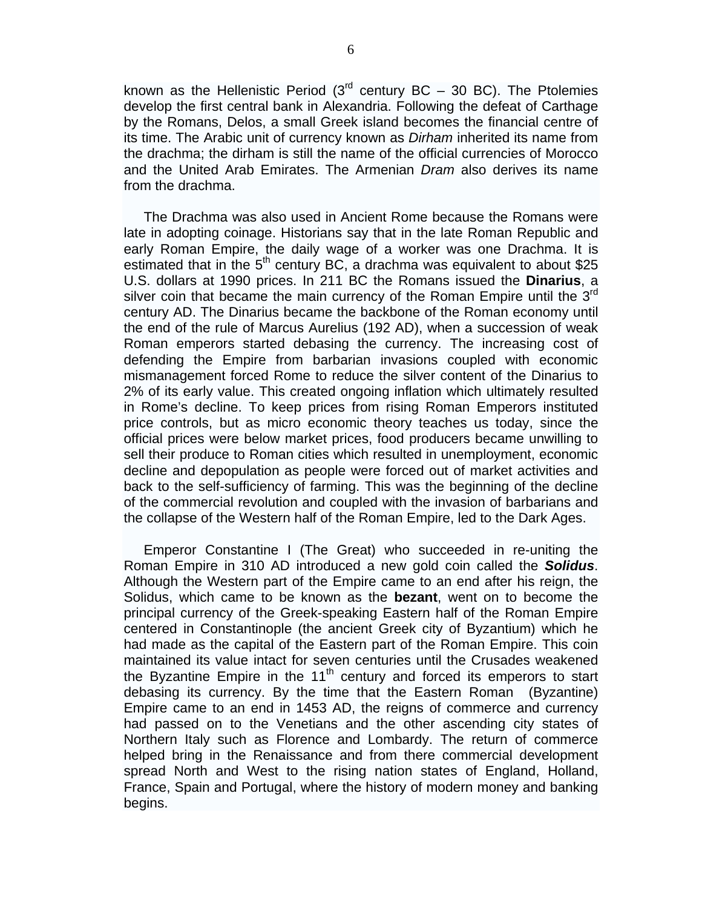known as the Hellenistic Period (3rd century BC – 30 BC). The Ptolemies develop the first central bank in Alexandria. Following the defeat of Carthage by the Romans, Delos, a small Greek island becomes the financial centre of its time. The Arabic unit of currency known as *Dirham* inherited its name from the drachma; the dirham is still the name of the official currencies of Morocco and the United Arab Emirates. The Armenian *Dram* also derives its name from the drachma.

The Drachma was also used in Ancient Rome because the Romans were late in adopting coinage. Historians say that in the late Roman Republic and early Roman Empire, the daily wage of a worker was one Drachma. It is estimated that in the 5th century BC, a drachma was equivalent to about $25 U.S. dollars at 1990 prices. In 211 BC the Romans issued the **Dinarius**, a silver coin that became the main currency of the Roman Empire until the 3rd century AD. The Dinarius became the backbone of the Roman economy until the end of the rule of Marcus Aurelius (192 AD), when a succession of weak Roman emperors started debasing the currency. The increasing cost of defending the Empire from barbarian invasions coupled with economic mismanagement forced Rome to reduce the silver content of the Dinarius to 2% of its early value. This created ongoing inflation which ultimately resulted in Rome's decline. To keep prices from rising Roman Emperors instituted price controls, but as micro economic theory teaches us today, since the official prices were below market prices, food producers became unwilling to sell their produce to Roman cities which resulted in unemployment, economic decline and depopulation as people were forced out of market activities and back to the self-sufficiency of farming. This was the beginning of the decline of the commercial revolution and coupled with the invasion of barbarians and the collapse of the Western half of the Roman Empire, led to the Dark Ages.

Emperor Constantine I (The Great) who succeeded in re-uniting the Roman Empire in 310 AD introduced a new gold coin called the ***Solidus***. Although the Western part of the Empire came to an end after his reign, the Solidus, which came to be known as the **bezant**, went on to become the principal currency of the Greek-speaking Eastern half of the Roman Empire centered in Constantinople (the ancient Greek city of Byzantium) which he had made as the capital of the Eastern part of the Roman Empire. This coin maintained its value intact for seven centuries until the Crusades weakened the Byzantine Empire in the 11th century and forced its emperors to start debasing its currency. By the time that the Eastern Roman (Byzantine) Empire came to an end in 1453 AD, the reigns of commerce and currency had passed on to the Venetians and the other ascending city states of Northern Italy such as Florence and Lombardy. The return of commerce helped bring in the Renaissance and from there commercial development spread North and West to the rising nation states of England, Holland, France, Spain and Portugal, where the history of modern money and banking begins.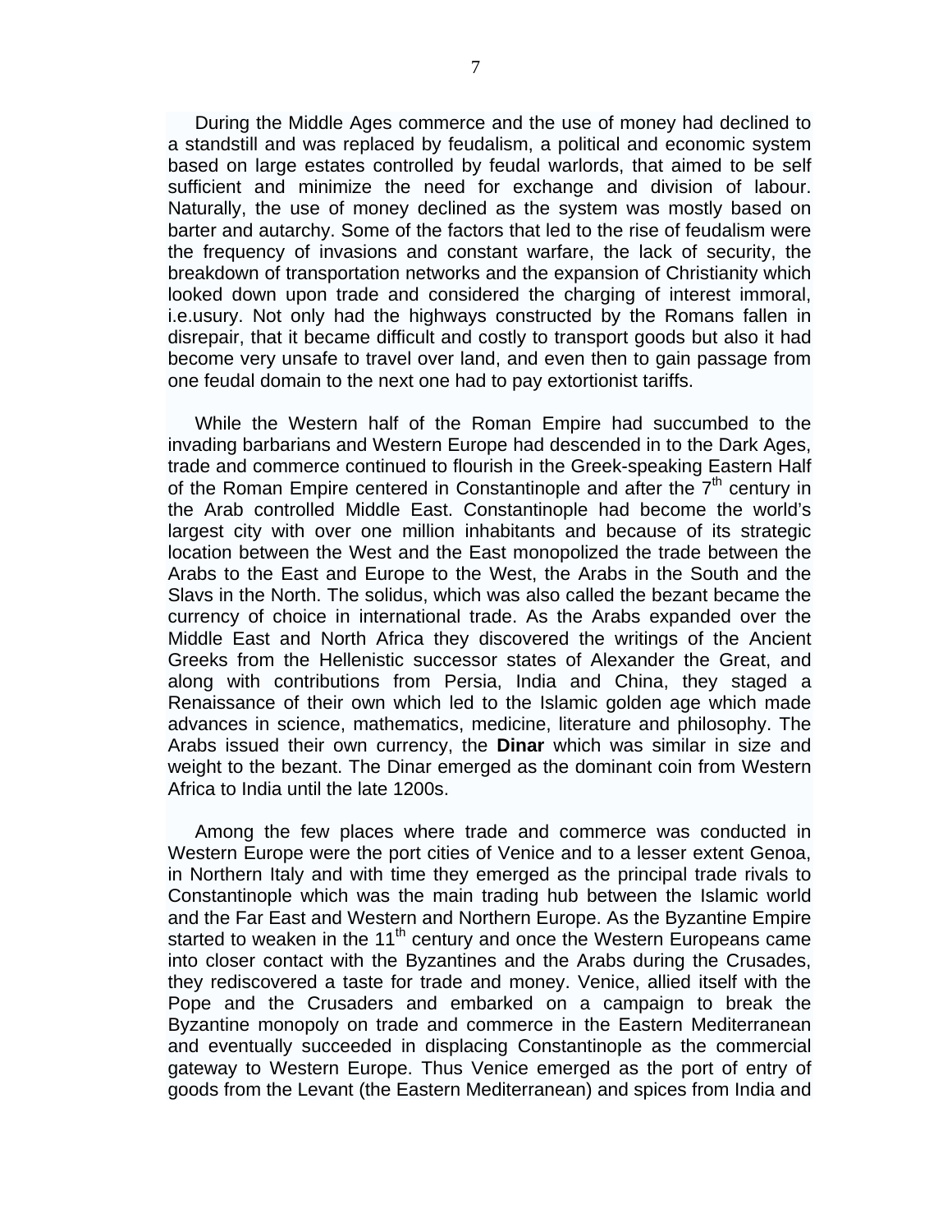During the Middle Ages commerce and the use of money had declined to a standstill and was replaced by feudalism, a political and economic system based on large estates controlled by feudal warlords, that aimed to be self sufficient and minimize the need for exchange and division of labour. Naturally, the use of money declined as the system was mostly based on barter and autarchy. Some of the factors that led to the rise of feudalism were the frequency of invasions and constant warfare, the lack of security, the breakdown of transportation networks and the expansion of Christianity which looked down upon trade and considered the charging of interest immoral, i.e.usury. Not only had the highways constructed by the Romans fallen in disrepair, that it became difficult and costly to transport goods but also it had become very unsafe to travel over land, and even then to gain passage from one feudal domain to the next one had to pay extortionist tariffs.

While the Western half of the Roman Empire had succumbed to the invading barbarians and Western Europe had descended in to the Dark Ages, trade and commerce continued to flourish in the Greek-speaking Eastern Half of the Roman Empire centered in Constantinople and after the 7th century in the Arab controlled Middle East. Constantinople had become the world's largest city with over one million inhabitants and because of its strategic location between the West and the East monopolized the trade between the Arabs to the East and Europe to the West, the Arabs in the South and the Slavs in the North. The solidus, which was also called the bezant became the currency of choice in international trade. As the Arabs expanded over the Middle East and North Africa they discovered the writings of the Ancient Greeks from the Hellenistic successor states of Alexander the Great, and along with contributions from Persia, India and China, they staged a Renaissance of their own which led to the Islamic golden age which made advances in science, mathematics, medicine, literature and philosophy. The Arabs issued their own currency, the **Dinar** which was similar in size and weight to the bezant. The Dinar emerged as the dominant coin from Western Africa to India until the late 1200s.

Among the few places where trade and commerce was conducted in Western Europe were the port cities of Venice and to a lesser extent Genoa, in Northern Italy and with time they emerged as the principal trade rivals to Constantinople which was the main trading hub between the Islamic world and the Far East and Western and Northern Europe. As the Byzantine Empire started to weaken in the 11th century and once the Western Europeans came into closer contact with the Byzantines and the Arabs during the Crusades, they rediscovered a taste for trade and money. Venice, allied itself with the Pope and the Crusaders and embarked on a campaign to break the Byzantine monopoly on trade and commerce in the Eastern Mediterranean and eventually succeeded in displacing Constantinople as the commercial gateway to Western Europe. Thus Venice emerged as the port of entry of goods from the Levant (the Eastern Mediterranean) and spices from India and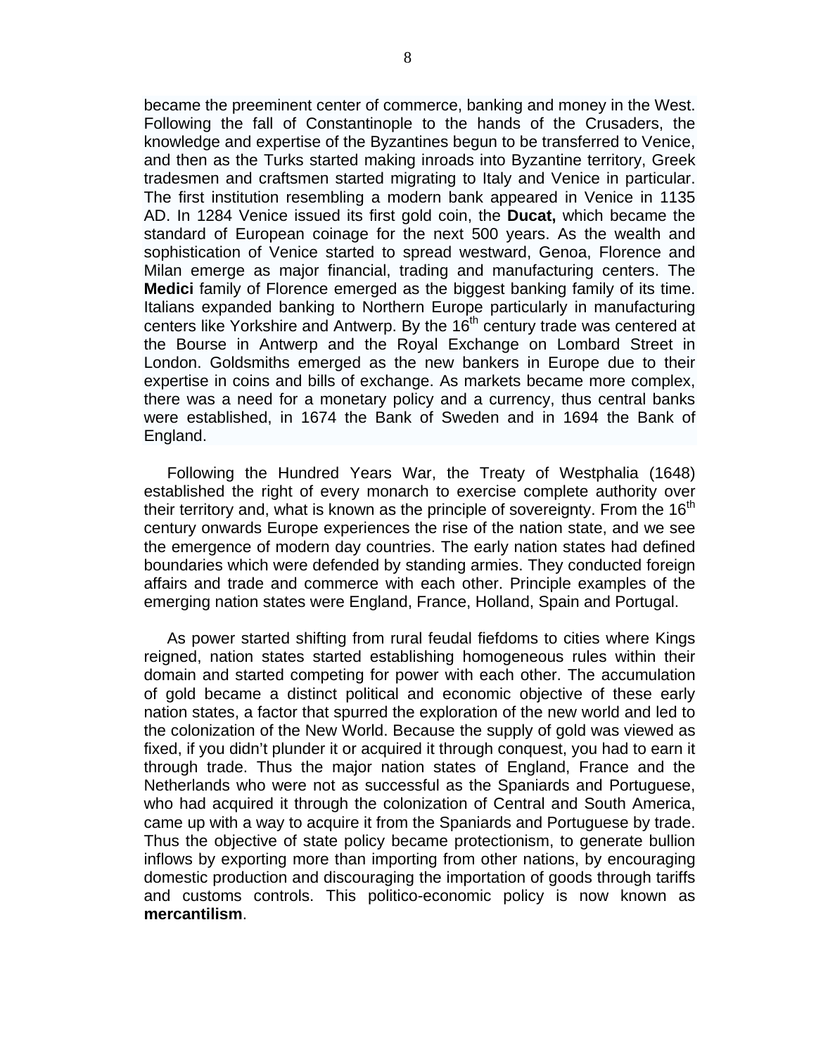became the preeminent center of commerce, banking and money in the West. Following the fall of Constantinople to the hands of the Crusaders, the knowledge and expertise of the Byzantines begun to be transferred to Venice, and then as the Turks started making inroads into Byzantine territory, Greek tradesmen and craftsmen started migrating to Italy and Venice in particular. The first institution resembling a modern bank appeared in Venice in 1135 AD. In 1284 Venice issued its first gold coin, the **Ducat,** which became the standard of European coinage for the next 500 years. As the wealth and sophistication of Venice started to spread westward, Genoa, Florence and Milan emerge as major financial, trading and manufacturing centers. The **Medici** family of Florence emerged as the biggest banking family of its time. Italians expanded banking to Northern Europe particularly in manufacturing centers like Yorkshire and Antwerp. By the 16th century trade was centered at the Bourse in Antwerp and the Royal Exchange on Lombard Street in London. Goldsmiths emerged as the new bankers in Europe due to their expertise in coins and bills of exchange. As markets became more complex, there was a need for a monetary policy and a currency, thus central banks were established, in 1674 the Bank of Sweden and in 1694 the Bank of England.

Following the Hundred Years War, the Treaty of Westphalia (1648) established the right of every monarch to exercise complete authority over their territory and, what is known as the principle of sovereignty. From the 16th century onwards Europe experiences the rise of the nation state, and we see the emergence of modern day countries. The early nation states had defined boundaries which were defended by standing armies. They conducted foreign affairs and trade and commerce with each other. Principle examples of the emerging nation states were England, France, Holland, Spain and Portugal.

As power started shifting from rural feudal fiefdoms to cities where Kings reigned, nation states started establishing homogeneous rules within their domain and started competing for power with each other. The accumulation of gold became a distinct political and economic objective of these early nation states, a factor that spurred the exploration of the new world and led to the colonization of the New World. Because the supply of gold was viewed as fixed, if you didn't plunder it or acquired it through conquest, you had to earn it through trade. Thus the major nation states of England, France and the Netherlands who were not as successful as the Spaniards and Portuguese, who had acquired it through the colonization of Central and South America, came up with a way to acquire it from the Spaniards and Portuguese by trade. Thus the objective of state policy became protectionism, to generate bullion inflows by exporting more than importing from other nations, by encouraging domestic production and discouraging the importation of goods through tariffs and customs controls. This politico-economic policy is now known as **mercantilism**.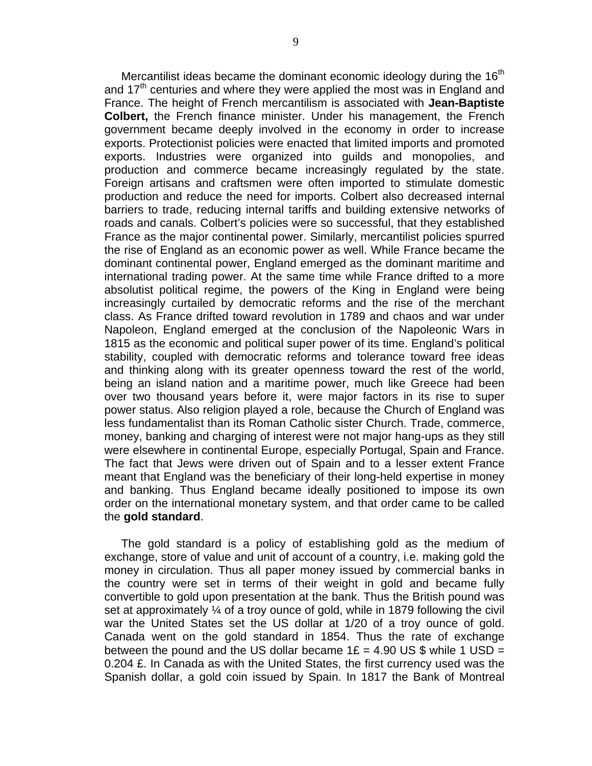Mercantilist ideas became the dominant economic ideology during the 16th and 17th centuries and where they were applied the most was in England and France. The height of French mercantilism is associated with **Jean-Baptiste Colbert,** the French finance minister. Under his management, the French government became deeply involved in the economy in order to increase exports. Protectionist policies were enacted that limited imports and promoted exports. Industries were organized into guilds and monopolies, and production and commerce became increasingly regulated by the state. Foreign artisans and craftsmen were often imported to stimulate domestic production and reduce the need for imports. Colbert also decreased internal barriers to trade, reducing internal tariffs and building extensive networks of roads and canals. Colbert's policies were so successful, that they established France as the major continental power. Similarly, mercantilist policies spurred the rise of England as an economic power as well. While France became the dominant continental power, England emerged as the dominant maritime and international trading power. At the same time while France drifted to a more absolutist political regime, the powers of the King in England were being increasingly curtailed by democratic reforms and the rise of the merchant class. As France drifted toward revolution in 1789 and chaos and war under Napoleon, England emerged at the conclusion of the Napoleonic Wars in 1815 as the economic and political super power of its time. England's political stability, coupled with democratic reforms and tolerance toward free ideas and thinking along with its greater openness toward the rest of the world, being an island nation and a maritime power, much like Greece had been over two thousand years before it, were major factors in its rise to super power status. Also religion played a role, because the Church of England was less fundamentalist than its Roman Catholic sister Church. Trade, commerce, money, banking and charging of interest were not major hang-ups as they still were elsewhere in continental Europe, especially Portugal, Spain and France. The fact that Jews were driven out of Spain and to a lesser extent France meant that England was the beneficiary of their long-held expertise in money and banking. Thus England became ideally positioned to impose its own order on the international monetary system, and that order came to be called the **gold standard**.

The gold standard is a policy of establishing gold as the medium of exchange, store of value and unit of account of a country, i.e. making gold the money in circulation. Thus all paper money issued by commercial banks in the country were set in terms of their weight in gold and became fully convertible to gold upon presentation at the bank. Thus the British pound was set at approximately ¼ of a troy ounce of gold, while in 1879 following the civil war the United States set the US dollar at 1/20 of a troy ounce of gold. Canada went on the gold standard in 1854. Thus the rate of exchange between the pound and the US dollar became 1£ = 4.90 US $ while 1 USD = 0.204 £. In Canada as with the United States, the first currency used was the Spanish dollar, a gold coin issued by Spain. In 1817 the Bank of Montreal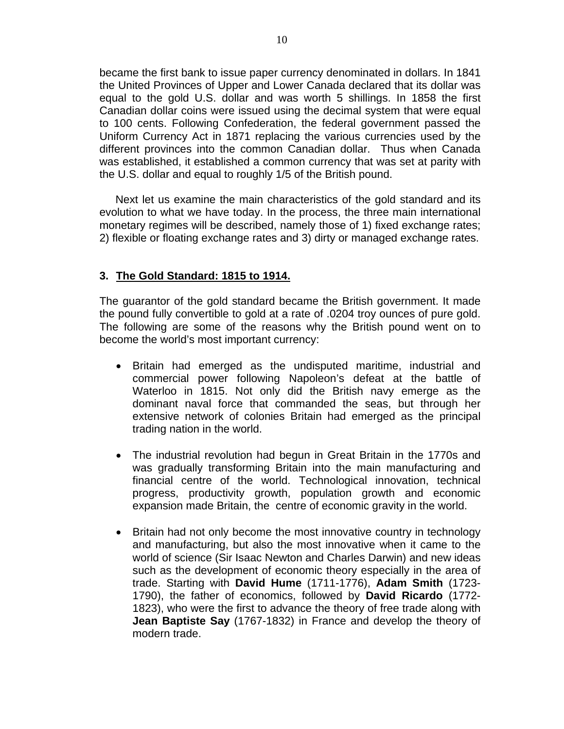became the first bank to issue paper currency denominated in dollars. In 1841 the United Provinces of Upper and Lower Canada declared that its dollar was equal to the gold U.S. dollar and was worth 5 shillings. In 1858 the first Canadian dollar coins were issued using the decimal system that were equal to 100 cents. Following Confederation, the federal government passed the Uniform Currency Act in 1871 replacing the various currencies used by the different provinces into the common Canadian dollar. Thus when Canada was established, it established a common currency that was set at parity with the U.S. dollar and equal to roughly 1/5 of the British pound.

Next let us examine the main characteristics of the gold standard and its evolution to what we have today. In the process, the three main international monetary regimes will be described, namely those of 1) fixed exchange rates; 2) flexible or floating exchange rates and 3) dirty or managed exchange rates.

## 3. The Gold Standard: 1815 to 1914.

The guarantor of the gold standard became the British government. It made the pound fully convertible to gold at a rate of .0204 troy ounces of pure gold. The following are some of the reasons why the British pound went on to become the world's most important currency:

- Britain had emerged as the undisputed maritime, industrial and commercial power following Napoleon's defeat at the battle of Waterloo in 1815. Not only did the British navy emerge as the dominant naval force that commanded the seas, but through her extensive network of colonies Britain had emerged as the principal trading nation in the world.

- The industrial revolution had begun in Great Britain in the 1770s and was gradually transforming Britain into the main manufacturing and financial centre of the world. Technological innovation, technical progress, productivity growth, population growth and economic expansion made Britain, the centre of economic gravity in the world.

- Britain had not only become the most innovative country in technology and manufacturing, but also the most innovative when it came to the world of science (Sir Isaac Newton and Charles Darwin) and new ideas such as the development of economic theory especially in the area of trade. Starting with **David Hume** (1711-1776), **Adam Smith** (1723-1790), the father of economics, followed by **David Ricardo** (1772-1823), who were the first to advance the theory of free trade along with **Jean Baptiste Say** (1767-1832) in France and develop the theory of modern trade.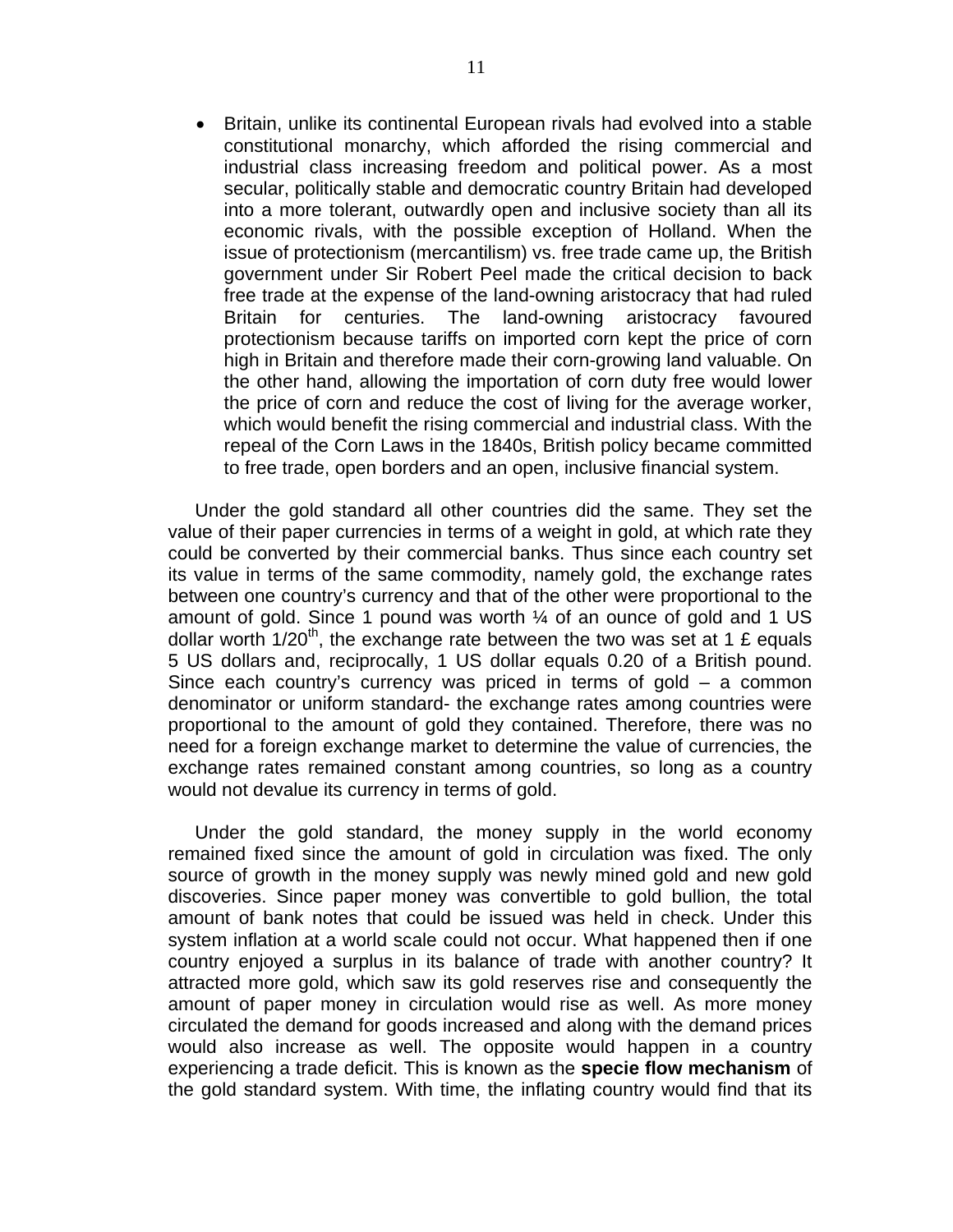- Britain, unlike its continental European rivals had evolved into a stable constitutional monarchy, which afforded the rising commercial and industrial class increasing freedom and political power. As a most secular, politically stable and democratic country Britain had developed into a more tolerant, outwardly open and inclusive society than all its economic rivals, with the possible exception of Holland. When the issue of protectionism (mercantilism) vs. free trade came up, the British government under Sir Robert Peel made the critical decision to back free trade at the expense of the land-owning aristocracy that had ruled Britain for centuries. The land-owning aristocracy favoured protectionism because tariffs on imported corn kept the price of corn high in Britain and therefore made their corn-growing land valuable. On the other hand, allowing the importation of corn duty free would lower the price of corn and reduce the cost of living for the average worker, which would benefit the rising commercial and industrial class. With the repeal of the Corn Laws in the 1840s, British policy became committed to free trade, open borders and an open, inclusive financial system.

Under the gold standard all other countries did the same. They set the value of their paper currencies in terms of a weight in gold, at which rate they could be converted by their commercial banks. Thus since each country set its value in terms of the same commodity, namely gold, the exchange rates between one country's currency and that of the other were proportional to the amount of gold. Since 1 pound was worth ¼ of an ounce of gold and 1 US dollar worth 1/20th, the exchange rate between the two was set at 1 £ equals 5 US dollars and, reciprocally, 1 US dollar equals 0.20 of a British pound. Since each country's currency was priced in terms of gold – a common denominator or uniform standard- the exchange rates among countries were proportional to the amount of gold they contained. Therefore, there was no need for a foreign exchange market to determine the value of currencies, the exchange rates remained constant among countries, so long as a country would not devalue its currency in terms of gold.

Under the gold standard, the money supply in the world economy remained fixed since the amount of gold in circulation was fixed. The only source of growth in the money supply was newly mined gold and new gold discoveries. Since paper money was convertible to gold bullion, the total amount of bank notes that could be issued was held in check. Under this system inflation at a world scale could not occur. What happened then if one country enjoyed a surplus in its balance of trade with another country? It attracted more gold, which saw its gold reserves rise and consequently the amount of paper money in circulation would rise as well. As more money circulated the demand for goods increased and along with the demand prices would also increase as well. The opposite would happen in a country experiencing a trade deficit. This is known as the **specie flow mechanism** of the gold standard system. With time, the inflating country would find that its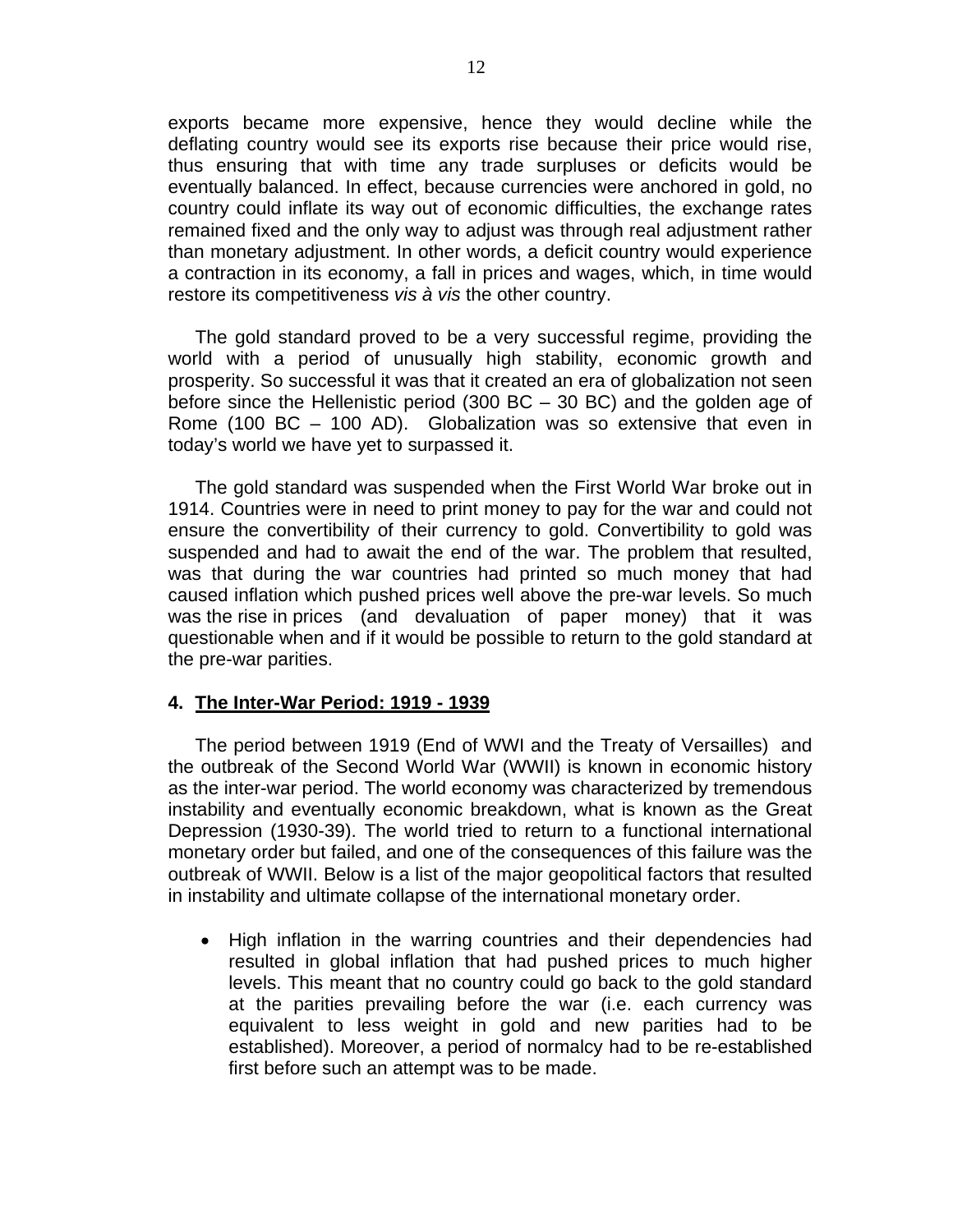exports became more expensive, hence they would decline while the deflating country would see its exports rise because their price would rise, thus ensuring that with time any trade surpluses or deficits would be eventually balanced. In effect, because currencies were anchored in gold, no country could inflate its way out of economic difficulties, the exchange rates remained fixed and the only way to adjust was through real adjustment rather than monetary adjustment. In other words, a deficit country would experience a contraction in its economy, a fall in prices and wages, which, in time would restore its competitiveness *vis à vis* the other country.

The gold standard proved to be a very successful regime, providing the world with a period of unusually high stability, economic growth and prosperity. So successful it was that it created an era of globalization not seen before since the Hellenistic period (300 BC – 30 BC) and the golden age of Rome (100 BC – 100 AD). Globalization was so extensive that even in today's world we have yet to surpassed it.

The gold standard was suspended when the First World War broke out in 1914. Countries were in need to print money to pay for the war and could not ensure the convertibility of their currency to gold. Convertibility to gold was suspended and had to await the end of the war. The problem that resulted, was that during the war countries had printed so much money that had caused inflation which pushed prices well above the pre-war levels. So much was the rise in prices (and devaluation of paper money) that it was questionable when and if it would be possible to return to the gold standard at the pre-war parities.

### 4. <u>The Inter-War Period: 1919 - 1939</u>

The period between 1919 (End of WWI and the Treaty of Versailles) and the outbreak of the Second World War (WWII) is known in economic history as the inter-war period. The world economy was characterized by tremendous instability and eventually economic breakdown, what is known as the Great Depression (1930-39). The world tried to return to a functional international monetary order but failed, and one of the consequences of this failure was the outbreak of WWII. Below is a list of the major geopolitical factors that resulted in instability and ultimate collapse of the international monetary order.

- High inflation in the warring countries and their dependencies had resulted in global inflation that had pushed prices to much higher levels. This meant that no country could go back to the gold standard at the parities prevailing before the war (i.e. each currency was equivalent to less weight in gold and new parities had to be established). Moreover, a period of normalcy had to be re-established first before such an attempt was to be made.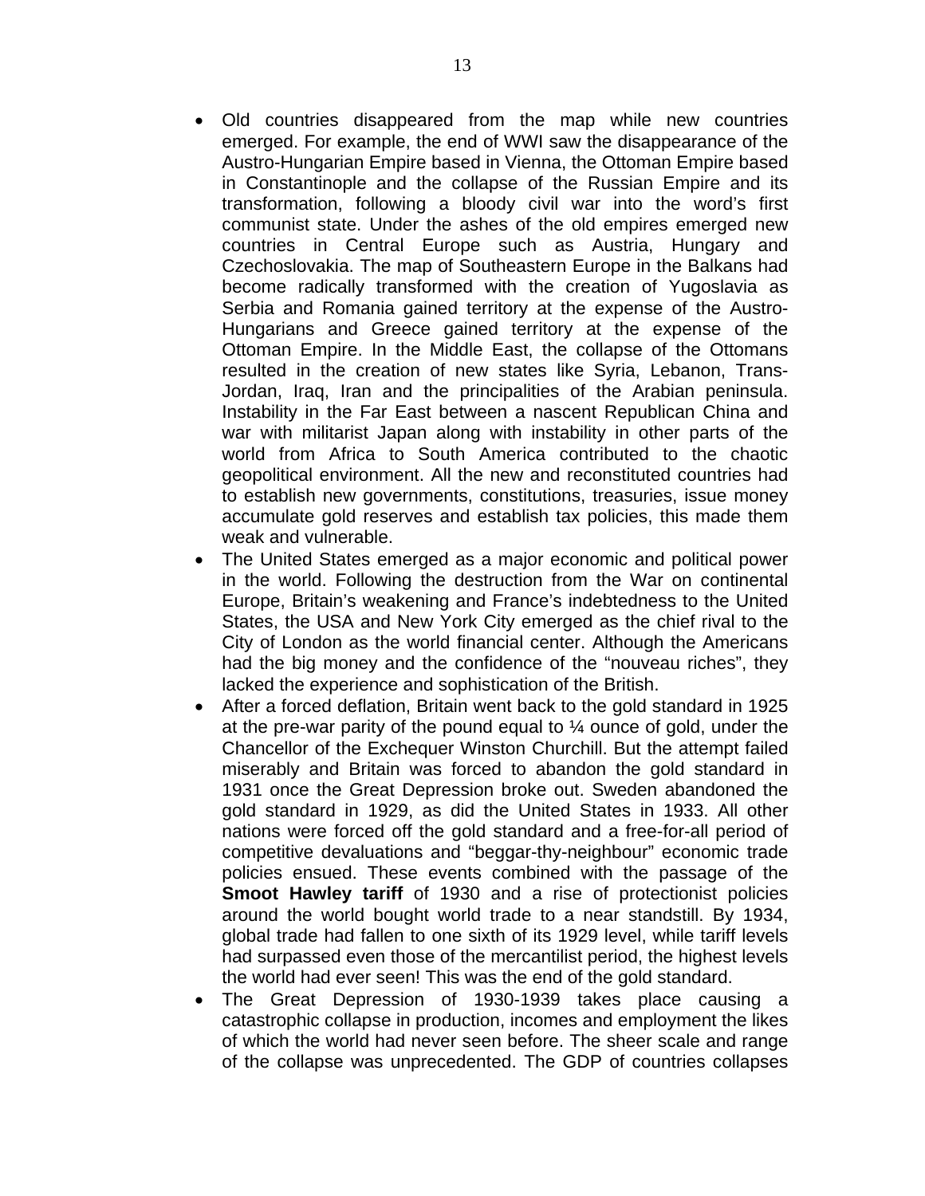- Old countries disappeared from the map while new countries emerged. For example, the end of WWI saw the disappearance of the Austro-Hungarian Empire based in Vienna, the Ottoman Empire based in Constantinople and the collapse of the Russian Empire and its transformation, following a bloody civil war into the word's first communist state. Under the ashes of the old empires emerged new countries in Central Europe such as Austria, Hungary and Czechoslovakia. The map of Southeastern Europe in the Balkans had become radically transformed with the creation of Yugoslavia as Serbia and Romania gained territory at the expense of the Austro-Hungarians and Greece gained territory at the expense of the Ottoman Empire. In the Middle East, the collapse of the Ottomans resulted in the creation of new states like Syria, Lebanon, Trans-Jordan, Iraq, Iran and the principalities of the Arabian peninsula. Instability in the Far East between a nascent Republican China and war with militarist Japan along with instability in other parts of the world from Africa to South America contributed to the chaotic geopolitical environment. All the new and reconstituted countries had to establish new governments, constitutions, treasuries, issue money accumulate gold reserves and establish tax policies, this made them weak and vulnerable.
- The United States emerged as a major economic and political power in the world. Following the destruction from the War on continental Europe, Britain's weakening and France's indebtedness to the United States, the USA and New York City emerged as the chief rival to the City of London as the world financial center. Although the Americans had the big money and the confidence of the "nouveau riches", they lacked the experience and sophistication of the British.
- After a forced deflation, Britain went back to the gold standard in 1925 at the pre-war parity of the pound equal to ¼ ounce of gold, under the Chancellor of the Exchequer Winston Churchill. But the attempt failed miserably and Britain was forced to abandon the gold standard in 1931 once the Great Depression broke out. Sweden abandoned the gold standard in 1929, as did the United States in 1933. All other nations were forced off the gold standard and a free-for-all period of competitive devaluations and "beggar-thy-neighbour" economic trade policies ensued. These events combined with the passage of the **Smoot Hawley tariff** of 1930 and a rise of protectionist policies around the world bought world trade to a near standstill. By 1934, global trade had fallen to one sixth of its 1929 level, while tariff levels had surpassed even those of the mercantilist period, the highest levels the world had ever seen! This was the end of the gold standard.
- The Great Depression of 1930-1939 takes place causing a catastrophic collapse in production, incomes and employment the likes of which the world had never seen before. The sheer scale and range of the collapse was unprecedented. The GDP of countries collapses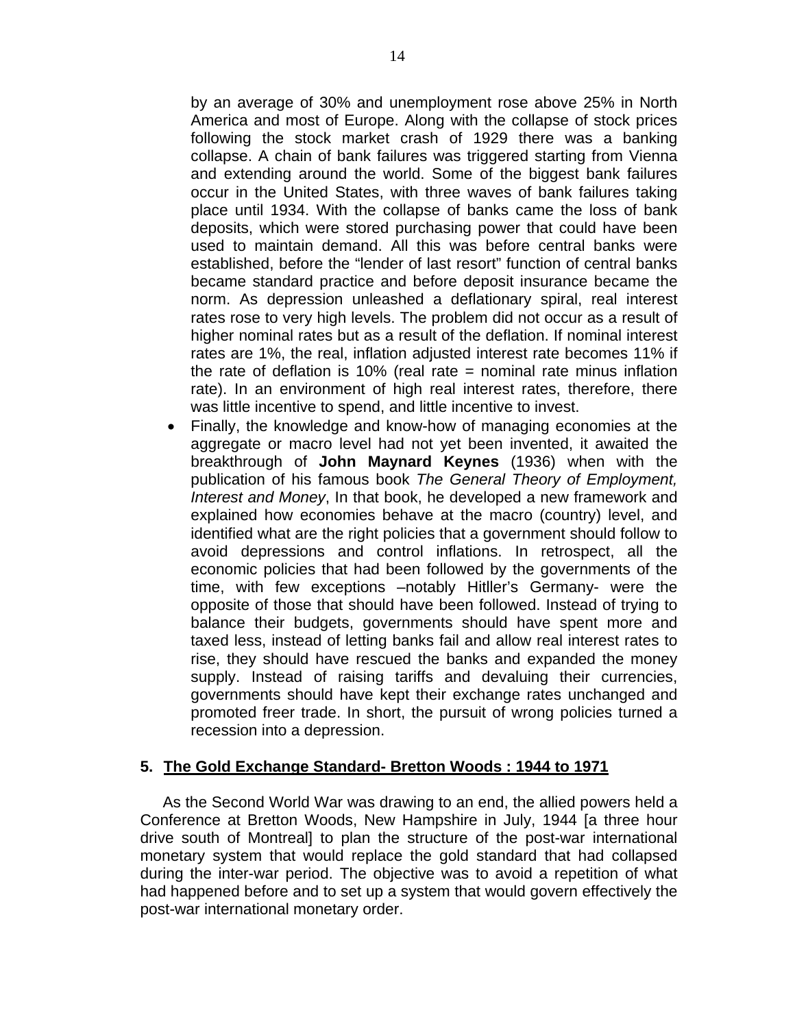by an average of 30% and unemployment rose above 25% in North America and most of Europe. Along with the collapse of stock prices following the stock market crash of 1929 there was a banking collapse. A chain of bank failures was triggered starting from Vienna and extending around the world. Some of the biggest bank failures occur in the United States, with three waves of bank failures taking place until 1934. With the collapse of banks came the loss of bank deposits, which were stored purchasing power that could have been used to maintain demand. All this was before central banks were established, before the "lender of last resort" function of central banks became standard practice and before deposit insurance became the norm. As depression unleashed a deflationary spiral, real interest rates rose to very high levels. The problem did not occur as a result of higher nominal rates but as a result of the deflation. If nominal interest rates are 1%, the real, inflation adjusted interest rate becomes 11% if the rate of deflation is 10% (real rate = nominal rate minus inflation rate). In an environment of high real interest rates, therefore, there was little incentive to spend, and little incentive to invest.

- Finally, the knowledge and know-how of managing economies at the aggregate or macro level had not yet been invented, it awaited the breakthrough of **John Maynard Keynes** (1936) when with the publication of his famous book *The General Theory of Employment, Interest and Money*, In that book, he developed a new framework and explained how economies behave at the macro (country) level, and identified what are the right policies that a government should follow to avoid depressions and control inflations. In retrospect, all the economic policies that had been followed by the governments of the time, with few exceptions –notably Hitler's Germany- were the opposite of those that should have been followed. Instead of trying to balance their budgets, governments should have spent more and taxed less, instead of letting banks fail and allow real interest rates to rise, they should have rescued the banks and expanded the money supply. Instead of raising tariffs and devaluing their currencies, governments should have kept their exchange rates unchanged and promoted freer trade. In short, the pursuit of wrong policies turned a recession into a depression.

## 5. The Gold Exchange Standard- Bretton Woods : 1944 to 1971

As the Second World War was drawing to an end, the allied powers held a Conference at Bretton Woods, New Hampshire in July, 1944 [a three hour drive south of Montreal] to plan the structure of the post-war international monetary system that would replace the gold standard that had collapsed during the inter-war period. The objective was to avoid a repetition of what had happened before and to set up a system that would govern effectively the post-war international monetary order.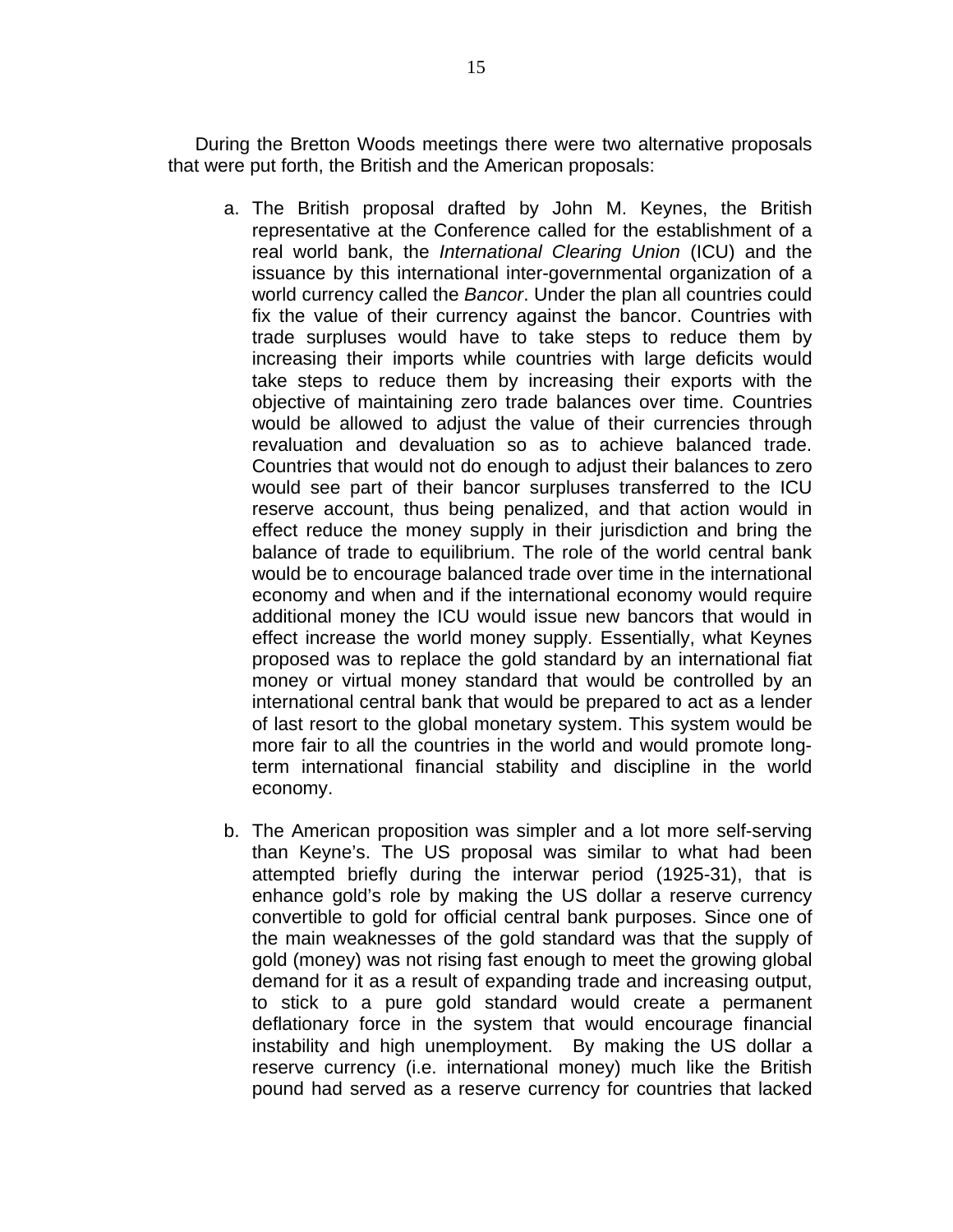During the Bretton Woods meetings there were two alternative proposals that were put forth, the British and the American proposals:

a. The British proposal drafted by John M. Keynes, the British representative at the Conference called for the establishment of a real world bank, the *International Clearing Union* (ICU) and the issuance by this international inter-governmental organization of a world currency called the *Bancor*. Under the plan all countries could fix the value of their currency against the bancor. Countries with trade surpluses would have to take steps to reduce them by increasing their imports while countries with large deficits would take steps to reduce them by increasing their exports with the objective of maintaining zero trade balances over time. Countries would be allowed to adjust the value of their currencies through revaluation and devaluation so as to achieve balanced trade. Countries that would not do enough to adjust their balances to zero would see part of their bancor surpluses transferred to the ICU reserve account, thus being penalized, and that action would in effect reduce the money supply in their jurisdiction and bring the balance of trade to equilibrium. The role of the world central bank would be to encourage balanced trade over time in the international economy and when and if the international economy would require additional money the ICU would issue new bancors that would in effect increase the world money supply. Essentially, what Keynes proposed was to replace the gold standard by an international fiat money or virtual money standard that would be controlled by an international central bank that would be prepared to act as a lender of last resort to the global monetary system. This system would be more fair to all the countries in the world and would promote long-term international financial stability and discipline in the world economy.

b. The American proposition was simpler and a lot more self-serving than Keyne's. The US proposal was similar to what had been attempted briefly during the interwar period (1925-31), that is enhance gold's role by making the US dollar a reserve currency convertible to gold for official central bank purposes. Since one of the main weaknesses of the gold standard was that the supply of gold (money) was not rising fast enough to meet the growing global demand for it as a result of expanding trade and increasing output, to stick to a pure gold standard would create a permanent deflationary force in the system that would encourage financial instability and high unemployment. By making the US dollar a reserve currency (i.e. international money) much like the British pound had served as a reserve currency for countries that lacked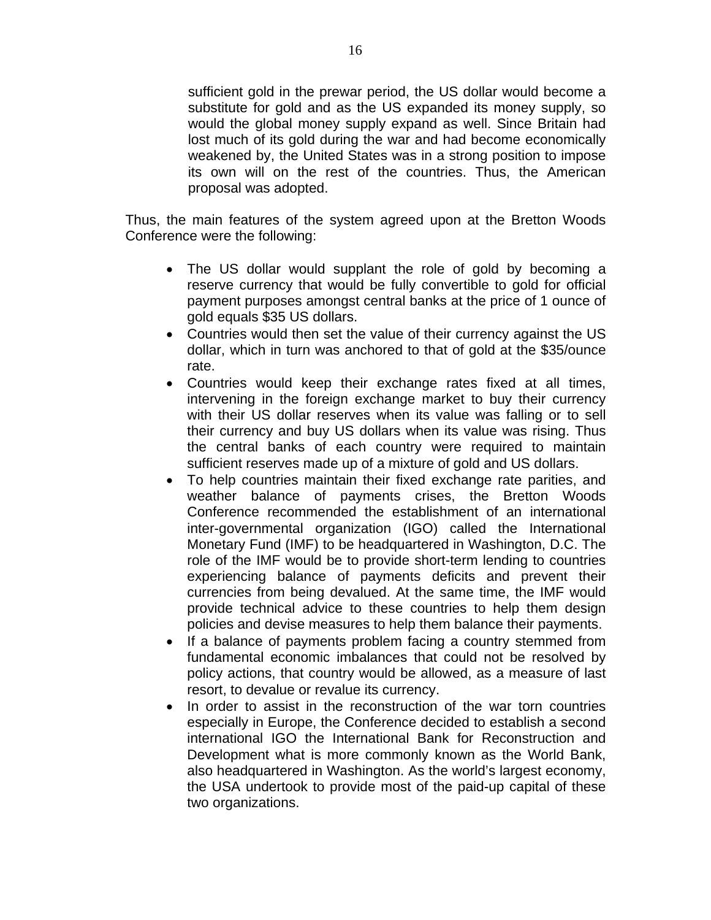sufficient gold in the prewar period, the US dollar would become a substitute for gold and as the US expanded its money supply, so would the global money supply expand as well. Since Britain had lost much of its gold during the war and had become economically weakened by, the United States was in a strong position to impose its own will on the rest of the countries. Thus, the American proposal was adopted.

Thus, the main features of the system agreed upon at the Bretton Woods Conference were the following:

- The US dollar would supplant the role of gold by becoming a reserve currency that would be fully convertible to gold for official payment purposes amongst central banks at the price of 1 ounce of gold equals $35 US dollars.
- Countries would then set the value of their currency against the US dollar, which in turn was anchored to that of gold at the $35/ounce rate.
- Countries would keep their exchange rates fixed at all times, intervening in the foreign exchange market to buy their currency with their US dollar reserves when its value was falling or to sell their currency and buy US dollars when its value was rising. Thus the central banks of each country were required to maintain sufficient reserves made up of a mixture of gold and US dollars.
- To help countries maintain their fixed exchange rate parities, and weather balance of payments crises, the Bretton Woods Conference recommended the establishment of an international inter-governmental organization (IGO) called the International Monetary Fund (IMF) to be headquartered in Washington, D.C. The role of the IMF would be to provide short-term lending to countries experiencing balance of payments deficits and prevent their currencies from being devalued. At the same time, the IMF would provide technical advice to these countries to help them design policies and devise measures to help them balance their payments.
- If a balance of payments problem facing a country stemmed from fundamental economic imbalances that could not be resolved by policy actions, that country would be allowed, as a measure of last resort, to devalue or revalue its currency.
- In order to assist in the reconstruction of the war torn countries especially in Europe, the Conference decided to establish a second international IGO the International Bank for Reconstruction and Development what is more commonly known as the World Bank, also headquartered in Washington. As the world's largest economy, the USA undertook to provide most of the paid-up capital of these two organizations.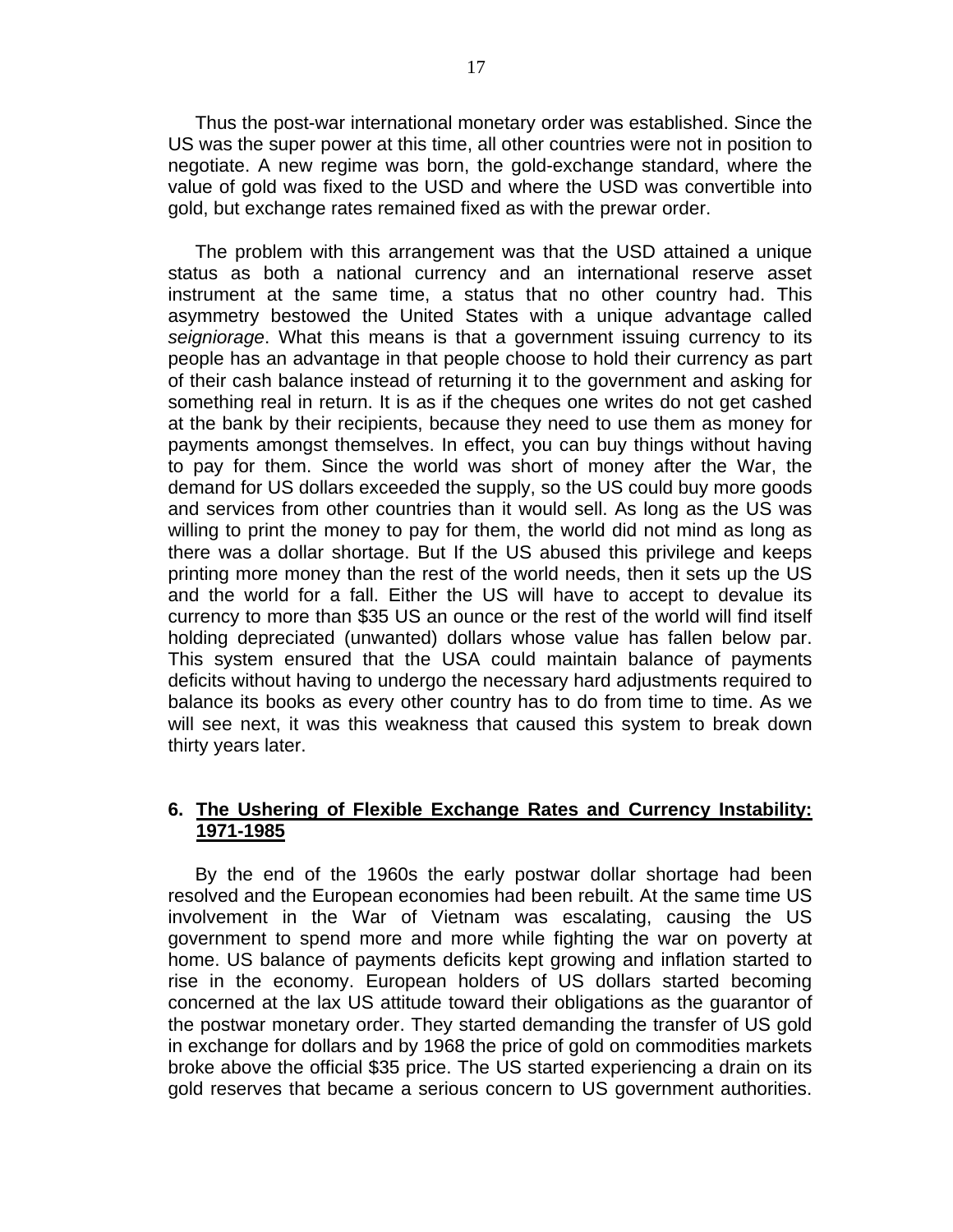Thus the post-war international monetary order was established. Since the US was the super power at this time, all other countries were not in position to negotiate. A new regime was born, the gold-exchange standard, where the value of gold was fixed to the USD and where the USD was convertible into gold, but exchange rates remained fixed as with the prewar order.

The problem with this arrangement was that the USD attained a unique status as both a national currency and an international reserve asset instrument at the same time, a status that no other country had. This asymmetry bestowed the United States with a unique advantage called *seigniorage*. What this means is that a government issuing currency to its people has an advantage in that people choose to hold their currency as part of their cash balance instead of returning it to the government and asking for something real in return. It is as if the cheques one writes do not get cashed at the bank by their recipients, because they need to use them as money for payments amongst themselves. In effect, you can buy things without having to pay for them. Since the world was short of money after the War, the demand for US dollars exceeded the supply, so the US could buy more goods and services from other countries than it would sell. As long as the US was willing to print the money to pay for them, the world did not mind as long as there was a dollar shortage. But If the US abused this privilege and keeps printing more money than the rest of the world needs, then it sets up the US and the world for a fall. Either the US will have to accept to devalue its currency to more than $35 US an ounce or the rest of the world will find itself holding depreciated (unwanted) dollars whose value has fallen below par. This system ensured that the USA could maintain balance of payments deficits without having to undergo the necessary hard adjustments required to balance its books as every other country has to do from time to time. As we will see next, it was this weakness that caused this system to break down thirty years later.

## 6. The Ushering of Flexible Exchange Rates and Currency Instability: 1971-1985

By the end of the 1960s the early postwar dollar shortage had been resolved and the European economies had been rebuilt. At the same time US involvement in the War of Vietnam was escalating, causing the US government to spend more and more while fighting the war on poverty at home. US balance of payments deficits kept growing and inflation started to rise in the economy. European holders of US dollars started becoming concerned at the lax US attitude toward their obligations as the guarantor of the postwar monetary order. They started demanding the transfer of US gold in exchange for dollars and by 1968 the price of gold on commodities markets broke above the official $35 price. The US started experiencing a drain on its gold reserves that became a serious concern to US government authorities.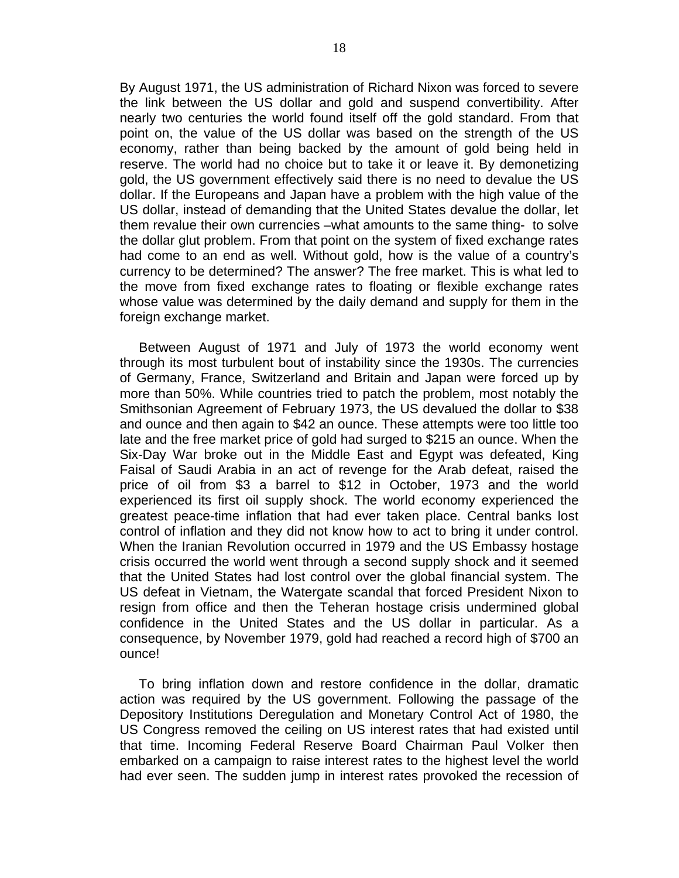By August 1971, the US administration of Richard Nixon was forced to severe the link between the US dollar and gold and suspend convertibility. After nearly two centuries the world found itself off the gold standard. From that point on, the value of the US dollar was based on the strength of the US economy, rather than being backed by the amount of gold being held in reserve. The world had no choice but to take it or leave it. By demonetizing gold, the US government effectively said there is no need to devalue the US dollar. If the Europeans and Japan have a problem with the high value of the US dollar, instead of demanding that the United States devalue the dollar, let them revalue their own currencies –what amounts to the same thing- to solve the dollar glut problem. From that point on the system of fixed exchange rates had come to an end as well. Without gold, how is the value of a country's currency to be determined? The answer? The free market. This is what led to the move from fixed exchange rates to floating or flexible exchange rates whose value was determined by the daily demand and supply for them in the foreign exchange market.

Between August of 1971 and July of 1973 the world economy went through its most turbulent bout of instability since the 1930s. The currencies of Germany, France, Switzerland and Britain and Japan were forced up by more than 50%. While countries tried to patch the problem, most notably the Smithsonian Agreement of February 1973, the US devalued the dollar to $38 and ounce and then again to $42 an ounce. These attempts were too little too late and the free market price of gold had surged to $215 an ounce. When the Six-Day War broke out in the Middle East and Egypt was defeated, King Faisal of Saudi Arabia in an act of revenge for the Arab defeat, raised the price of oil from $3 a barrel to $12 in October, 1973 and the world experienced its first oil supply shock. The world economy experienced the greatest peace-time inflation that had ever taken place. Central banks lost control of inflation and they did not know how to act to bring it under control. When the Iranian Revolution occurred in 1979 and the US Embassy hostage crisis occurred the world went through a second supply shock and it seemed that the United States had lost control over the global financial system. The US defeat in Vietnam, the Watergate scandal that forced President Nixon to resign from office and then the Teheran hostage crisis undermined global confidence in the United States and the US dollar in particular. As a consequence, by November 1979, gold had reached a record high of $700 an ounce!

To bring inflation down and restore confidence in the dollar, dramatic action was required by the US government. Following the passage of the Depository Institutions Deregulation and Monetary Control Act of 1980, the US Congress removed the ceiling on US interest rates that had existed until that time. Incoming Federal Reserve Board Chairman Paul Volker then embarked on a campaign to raise interest rates to the highest level the world had ever seen. The sudden jump in interest rates provoked the recession of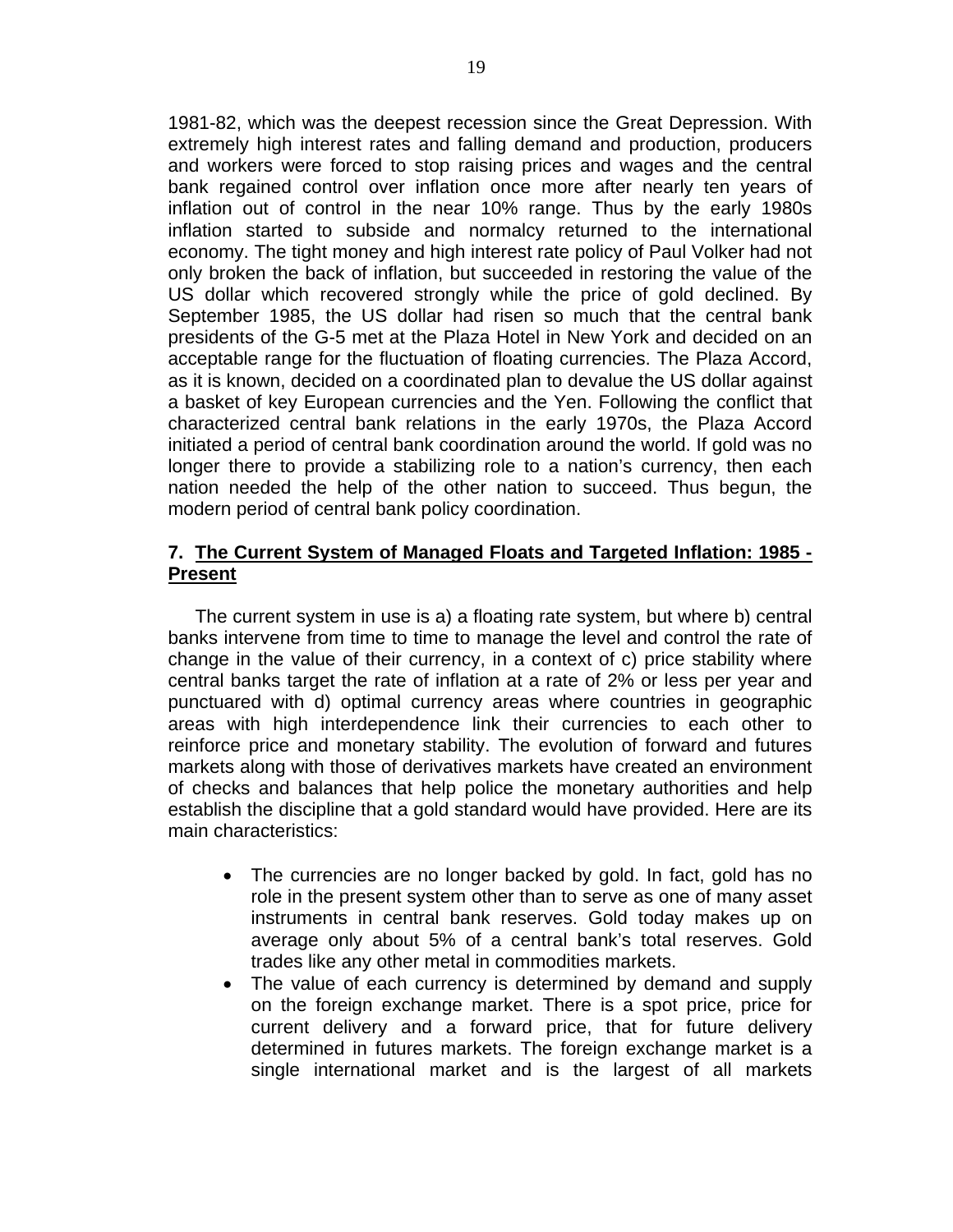1981-82, which was the deepest recession since the Great Depression. With extremely high interest rates and falling demand and production, producers and workers were forced to stop raising prices and wages and the central bank regained control over inflation once more after nearly ten years of inflation out of control in the near 10% range. Thus by the early 1980s inflation started to subside and normalcy returned to the international economy. The tight money and high interest rate policy of Paul Volker had not only broken the back of inflation, but succeeded in restoring the value of the US dollar which recovered strongly while the price of gold declined. By September 1985, the US dollar had risen so much that the central bank presidents of the G-5 met at the Plaza Hotel in New York and decided on an acceptable range for the fluctuation of floating currencies. The Plaza Accord, as it is known, decided on a coordinated plan to devalue the US dollar against a basket of key European currencies and the Yen. Following the conflict that characterized central bank relations in the early 1970s, the Plaza Accord initiated a period of central bank coordination around the world. If gold was no longer there to provide a stabilizing role to a nation's currency, then each nation needed the help of the other nation to succeed. Thus begun, the modern period of central bank policy coordination.

## 7. The Current System of Managed Floats and Targeted Inflation: 1985 - Present

The current system in use is a) a floating rate system, but where b) central banks intervene from time to time to manage the level and control the rate of change in the value of their currency, in a context of c) price stability where central banks target the rate of inflation at a rate of 2% or less per year and punctuared with d) optimal currency areas where countries in geographic areas with high interdependence link their currencies to each other to reinforce price and monetary stability. The evolution of forward and futures markets along with those of derivatives markets have created an environment of checks and balances that help police the monetary authorities and help establish the discipline that a gold standard would have provided. Here are its main characteristics:

- The currencies are no longer backed by gold. In fact, gold has no role in the present system other than to serve as one of many asset instruments in central bank reserves. Gold today makes up on average only about 5% of a central bank's total reserves. Gold trades like any other metal in commodities markets.
- The value of each currency is determined by demand and supply on the foreign exchange market. There is a spot price, price for current delivery and a forward price, that for future delivery determined in futures markets. The foreign exchange market is a single international market and is the largest of all markets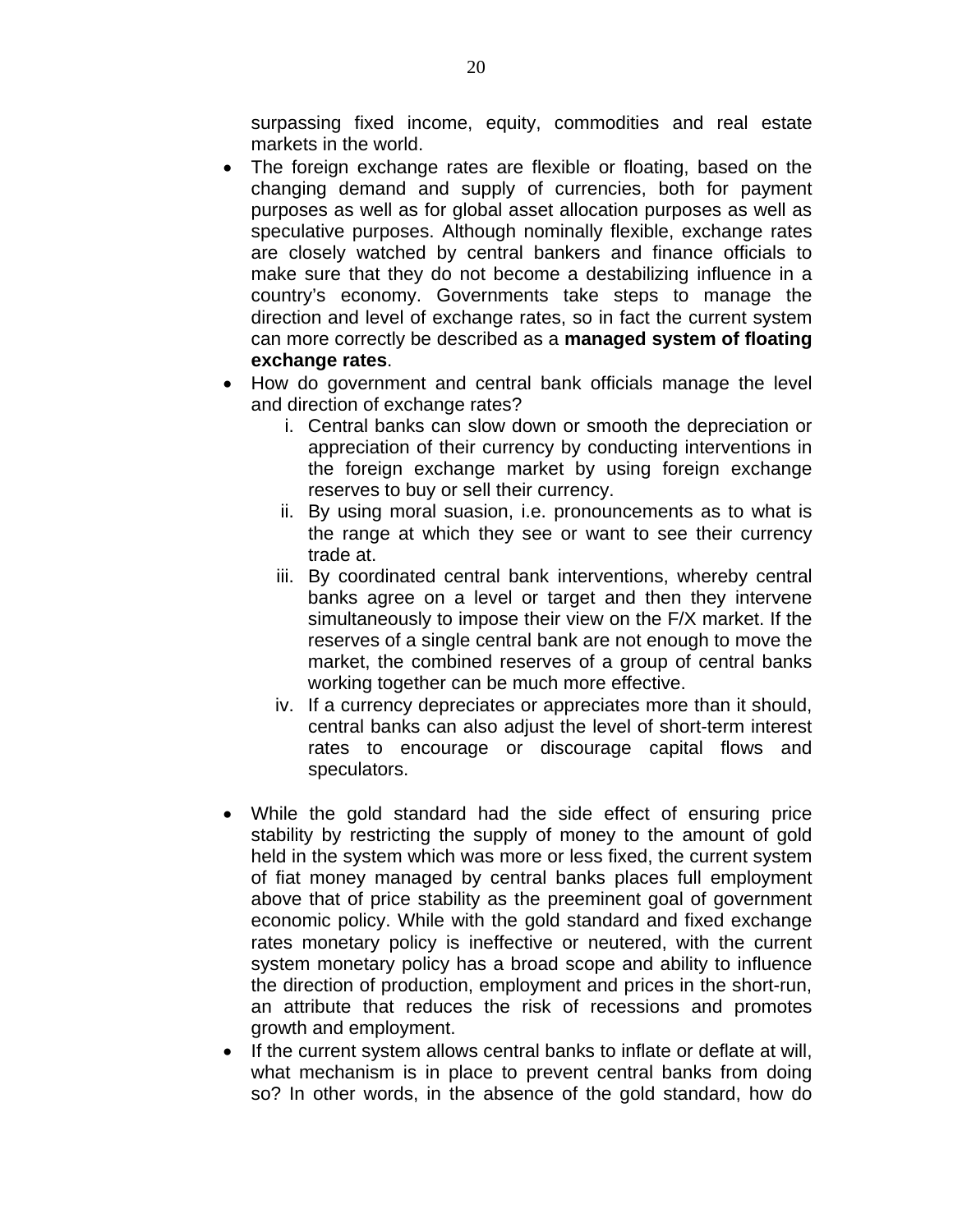surpassing fixed income, equity, commodities and real estate markets in the world.

- The foreign exchange rates are flexible or floating, based on the changing demand and supply of currencies, both for payment purposes as well as for global asset allocation purposes as well as speculative purposes. Although nominally flexible, exchange rates are closely watched by central bankers and finance officials to make sure that they do not become a destabilizing influence in a country's economy. Governments take steps to manage the direction and level of exchange rates, so in fact the current system can more correctly be described as a **managed system of floating exchange rates**.
- How do government and central bank officials manage the level and direction of exchange rates?
    1. Central banks can slow down or smooth the depreciation or appreciation of their currency by conducting interventions in the foreign exchange market by using foreign exchange reserves to buy or sell their currency.
    2. By using moral suasion, i.e. pronouncements as to what is the range at which they see or want to see their currency trade at.
    3. By coordinated central bank interventions, whereby central banks agree on a level or target and then they intervene simultaneously to impose their view on the F/X market. If the reserves of a single central bank are not enough to move the market, the combined reserves of a group of central banks working together can be much more effective.
    4. If a currency depreciates or appreciates more than it should, central banks can also adjust the level of short-term interest rates to encourage or discourage capital flows and speculators.

- While the gold standard had the side effect of ensuring price stability by restricting the supply of money to the amount of gold held in the system which was more or less fixed, the current system of fiat money managed by central banks places full employment above that of price stability as the preeminent goal of government economic policy. While with the gold standard and fixed exchange rates monetary policy is ineffective or neutered, with the current system monetary policy has a broad scope and ability to influence the direction of production, employment and prices in the short-run, an attribute that reduces the risk of recessions and promotes growth and employment.
- If the current system allows central banks to inflate or deflate at will, what mechanism is in place to prevent central banks from doing so? In other words, in the absence of the gold standard, how do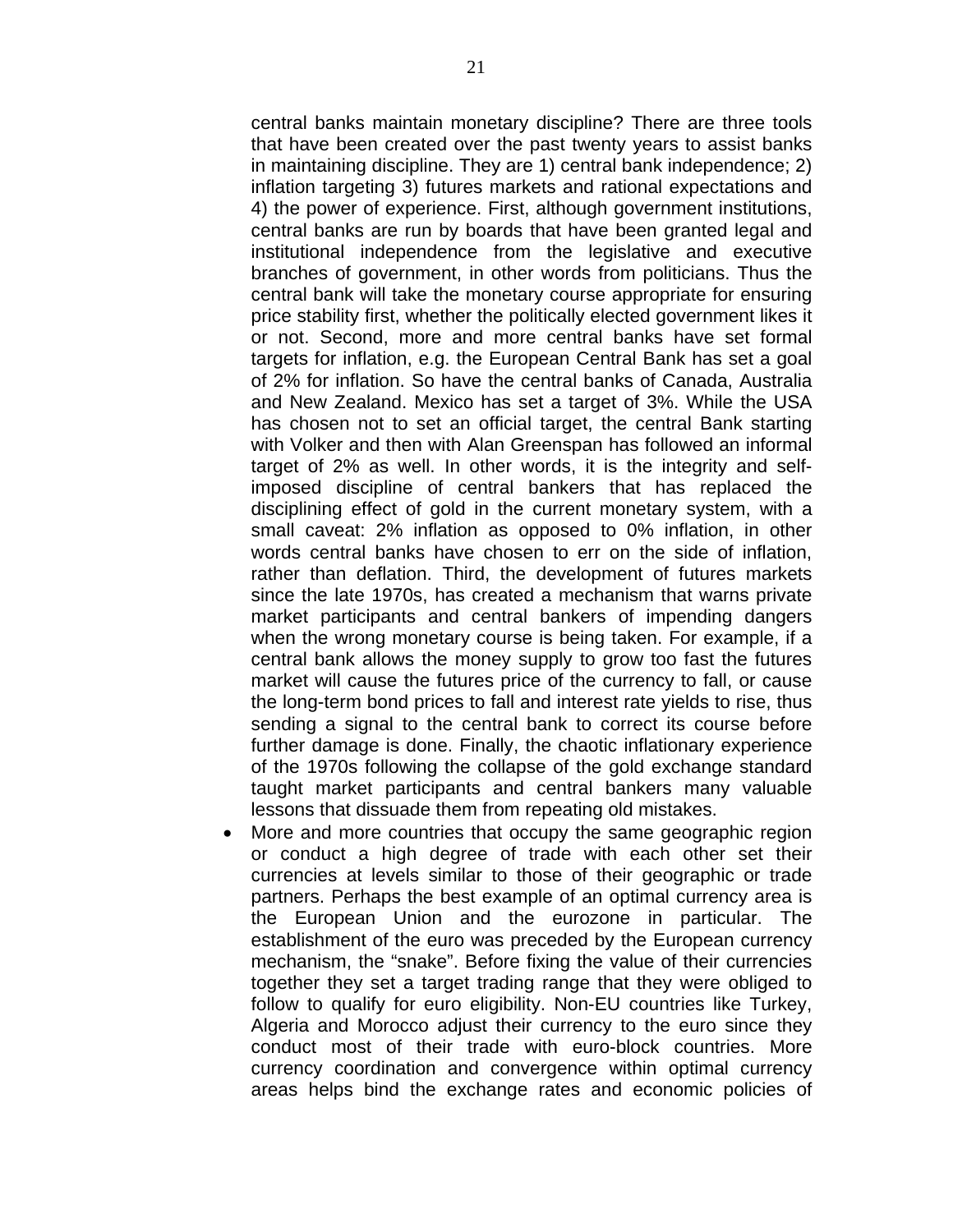central banks maintain monetary discipline? There are three tools that have been created over the past twenty years to assist banks in maintaining discipline. They are 1) central bank independence; 2) inflation targeting 3) futures markets and rational expectations and 4) the power of experience. First, although government institutions, central banks are run by boards that have been granted legal and institutional independence from the legislative and executive branches of government, in other words from politicians. Thus the central bank will take the monetary course appropriate for ensuring price stability first, whether the politically elected government likes it or not. Second, more and more central banks have set formal targets for inflation, e.g. the European Central Bank has set a goal of 2% for inflation. So have the central banks of Canada, Australia and New Zealand. Mexico has set a target of 3%. While the USA has chosen not to set an official target, the central Bank starting with Volker and then with Alan Greenspan has followed an informal target of 2% as well. In other words, it is the integrity and self-imposed discipline of central bankers that has replaced the disciplining effect of gold in the current monetary system, with a small caveat: 2% inflation as opposed to 0% inflation, in other words central banks have chosen to err on the side of inflation, rather than deflation. Third, the development of futures markets since the late 1970s, has created a mechanism that warns private market participants and central bankers of impending dangers when the wrong monetary course is being taken. For example, if a central bank allows the money supply to grow too fast the futures market will cause the futures price of the currency to fall, or cause the long-term bond prices to fall and interest rate yields to rise, thus sending a signal to the central bank to correct its course before further damage is done. Finally, the chaotic inflationary experience of the 1970s following the collapse of the gold exchange standard taught market participants and central bankers many valuable lessons that dissuade them from repeating old mistakes.

- More and more countries that occupy the same geographic region or conduct a high degree of trade with each other set their currencies at levels similar to those of their geographic or trade partners. Perhaps the best example of an optimal currency area is the European Union and the eurozone in particular. The establishment of the euro was preceded by the European currency mechanism, the "snake". Before fixing the value of their currencies together they set a target trading range that they were obliged to follow to qualify for euro eligibility. Non-EU countries like Turkey, Algeria and Morocco adjust their currency to the euro since they conduct most of their trade with euro-block countries. More currency coordination and convergence within optimal currency areas helps bind the exchange rates and economic policies of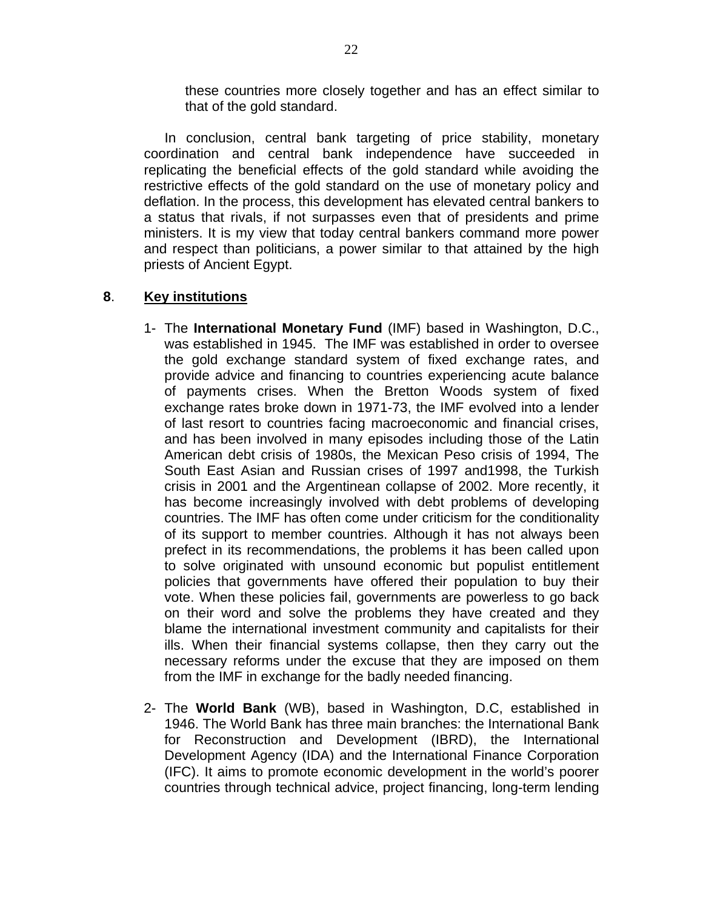these countries more closely together and has an effect similar to that of the gold standard.

In conclusion, central bank targeting of price stability, monetary coordination and central bank independence have succeeded in replicating the beneficial effects of the gold standard while avoiding the restrictive effects of the gold standard on the use of monetary policy and deflation. In the process, this development has elevated central bankers to a status that rivals, if not surpasses even that of presidents and prime ministers. It is my view that today central bankers command more power and respect than politicians, a power similar to that attained by the high priests of Ancient Egypt.

## **8**. <u>**Key institutions**</u>

1- The **International Monetary Fund** (IMF) based in Washington, D.C., was established in 1945. The IMF was established in order to oversee the gold exchange standard system of fixed exchange rates, and provide advice and financing to countries experiencing acute balance of payments crises. When the Bretton Woods system of fixed exchange rates broke down in 1971-73, the IMF evolved into a lender of last resort to countries facing macroeconomic and financial crises, and has been involved in many episodes including those of the Latin American debt crisis of 1980s, the Mexican Peso crisis of 1994, The South East Asian and Russian crises of 1997 and1998, the Turkish crisis in 2001 and the Argentinean collapse of 2002. More recently, it has become increasingly involved with debt problems of developing countries. The IMF has often come under criticism for the conditionality of its support to member countries. Although it has not always been prefect in its recommendations, the problems it has been called upon to solve originated with unsound economic but populist entitlement policies that governments have offered their population to buy their vote. When these policies fail, governments are powerless to go back on their word and solve the problems they have created and they blame the international investment community and capitalists for their ills. When their financial systems collapse, then they carry out the necessary reforms under the excuse that they are imposed on them from the IMF in exchange for the badly needed financing.

2- The **World Bank** (WB), based in Washington, D.C, established in 1946. The World Bank has three main branches: the International Bank for Reconstruction and Development (IBRD), the International Development Agency (IDA) and the International Finance Corporation (IFC). It aims to promote economic development in the world's poorer countries through technical advice, project financing, long-term lending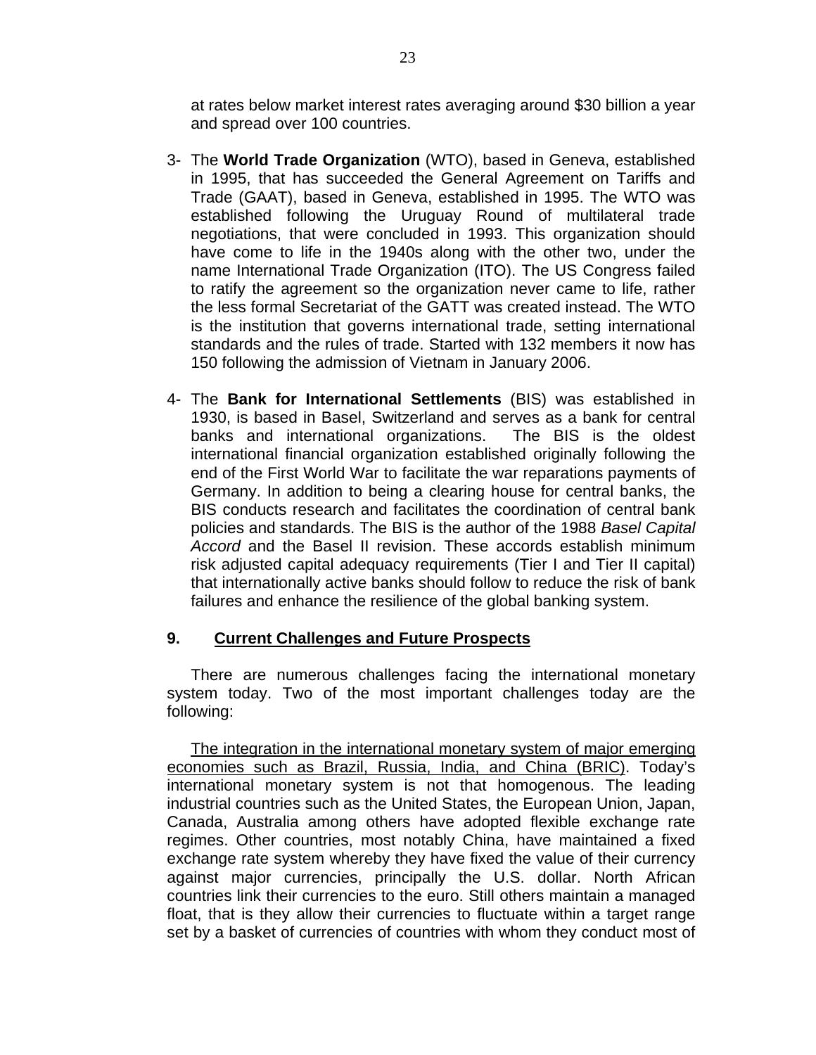at rates below market interest rates averaging around $30 billion a year and spread over 100 countries.

3- The **World Trade Organization** (WTO), based in Geneva, established in 1995, that has succeeded the General Agreement on Tariffs and Trade (GAAT), based in Geneva, established in 1995. The WTO was established following the Uruguay Round of multilateral trade negotiations, that were concluded in 1993. This organization should have come to life in the 1940s along with the other two, under the name International Trade Organization (ITO). The US Congress failed to ratify the agreement so the organization never came to life, rather the less formal Secretariat of the GATT was created instead. The WTO is the institution that governs international trade, setting international standards and the rules of trade. Started with 132 members it now has 150 following the admission of Vietnam in January 2006.

4- The **Bank for International Settlements** (BIS) was established in 1930, is based in Basel, Switzerland and serves as a bank for central banks and international organizations. The BIS is the oldest international financial organization established originally following the end of the First World War to facilitate the war reparations payments of Germany. In addition to being a clearing house for central banks, the BIS conducts research and facilitates the coordination of central bank policies and standards. The BIS is the author of the 1988 *Basel Capital Accord* and the Basel II revision. These accords establish minimum risk adjusted capital adequacy requirements (Tier I and Tier II capital) that internationally active banks should follow to reduce the risk of bank failures and enhance the resilience of the global banking system.

## 9. Current Challenges and Future Prospects

There are numerous challenges facing the international monetary system today. Two of the most important challenges today are the following:

The integration in the international monetary system of major emerging economies such as Brazil, Russia, India, and China (BRIC). Today's international monetary system is not that homogenous. The leading industrial countries such as the United States, the European Union, Japan, Canada, Australia among others have adopted flexible exchange rate regimes. Other countries, most notably China, have maintained a fixed exchange rate system whereby they have fixed the value of their currency against major currencies, principally the U.S. dollar. North African countries link their currencies to the euro. Still others maintain a managed float, that is they allow their currencies to fluctuate within a target range set by a basket of currencies of countries with whom they conduct most of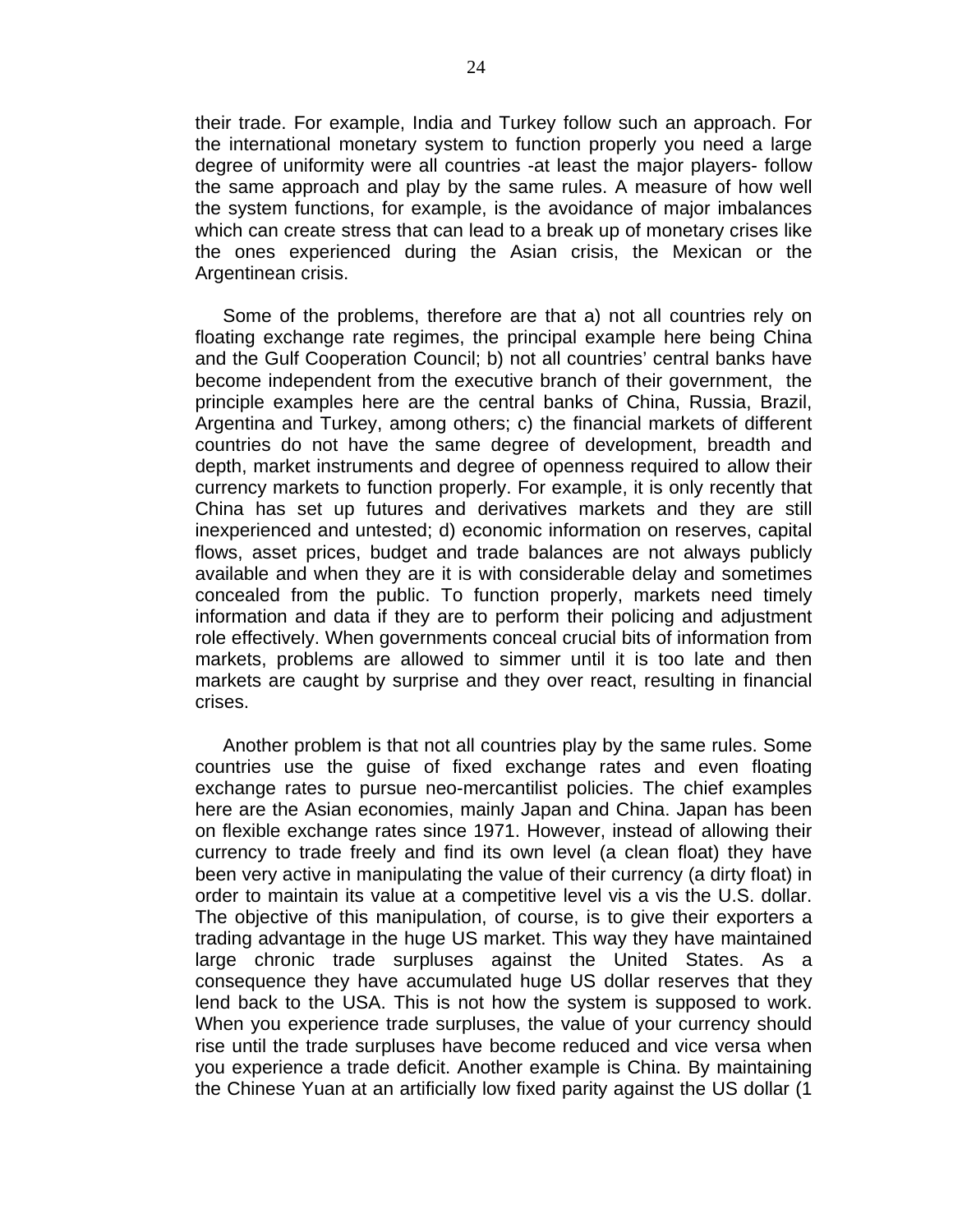their trade. For example, India and Turkey follow such an approach. For the international monetary system to function properly you need a large degree of uniformity were all countries -at least the major players- follow the same approach and play by the same rules. A measure of how well the system functions, for example, is the avoidance of major imbalances which can create stress that can lead to a break up of monetary crises like the ones experienced during the Asian crisis, the Mexican or the Argentinean crisis.

Some of the problems, therefore are that a) not all countries rely on floating exchange rate regimes, the principal example here being China and the Gulf Cooperation Council; b) not all countries' central banks have become independent from the executive branch of their government, the principle examples here are the central banks of China, Russia, Brazil, Argentina and Turkey, among others; c) the financial markets of different countries do not have the same degree of development, breadth and depth, market instruments and degree of openness required to allow their currency markets to function properly. For example, it is only recently that China has set up futures and derivatives markets and they are still inexperienced and untested; d) economic information on reserves, capital flows, asset prices, budget and trade balances are not always publicly available and when they are it is with considerable delay and sometimes concealed from the public. To function properly, markets need timely information and data if they are to perform their policing and adjustment role effectively. When governments conceal crucial bits of information from markets, problems are allowed to simmer until it is too late and then markets are caught by surprise and they over react, resulting in financial crises.

Another problem is that not all countries play by the same rules. Some countries use the guise of fixed exchange rates and even floating exchange rates to pursue neo-mercantilist policies. The chief examples here are the Asian economies, mainly Japan and China. Japan has been on flexible exchange rates since 1971. However, instead of allowing their currency to trade freely and find its own level (a clean float) they have been very active in manipulating the value of their currency (a dirty float) in order to maintain its value at a competitive level vis a vis the U.S. dollar. The objective of this manipulation, of course, is to give their exporters a trading advantage in the huge US market. This way they have maintained large chronic trade surpluses against the United States. As a consequence they have accumulated huge US dollar reserves that they lend back to the USA. This is not how the system is supposed to work. When you experience trade surpluses, the value of your currency should rise until the trade surpluses have become reduced and vice versa when you experience a trade deficit. Another example is China. By maintaining the Chinese Yuan at an artificially low fixed parity against the US dollar (1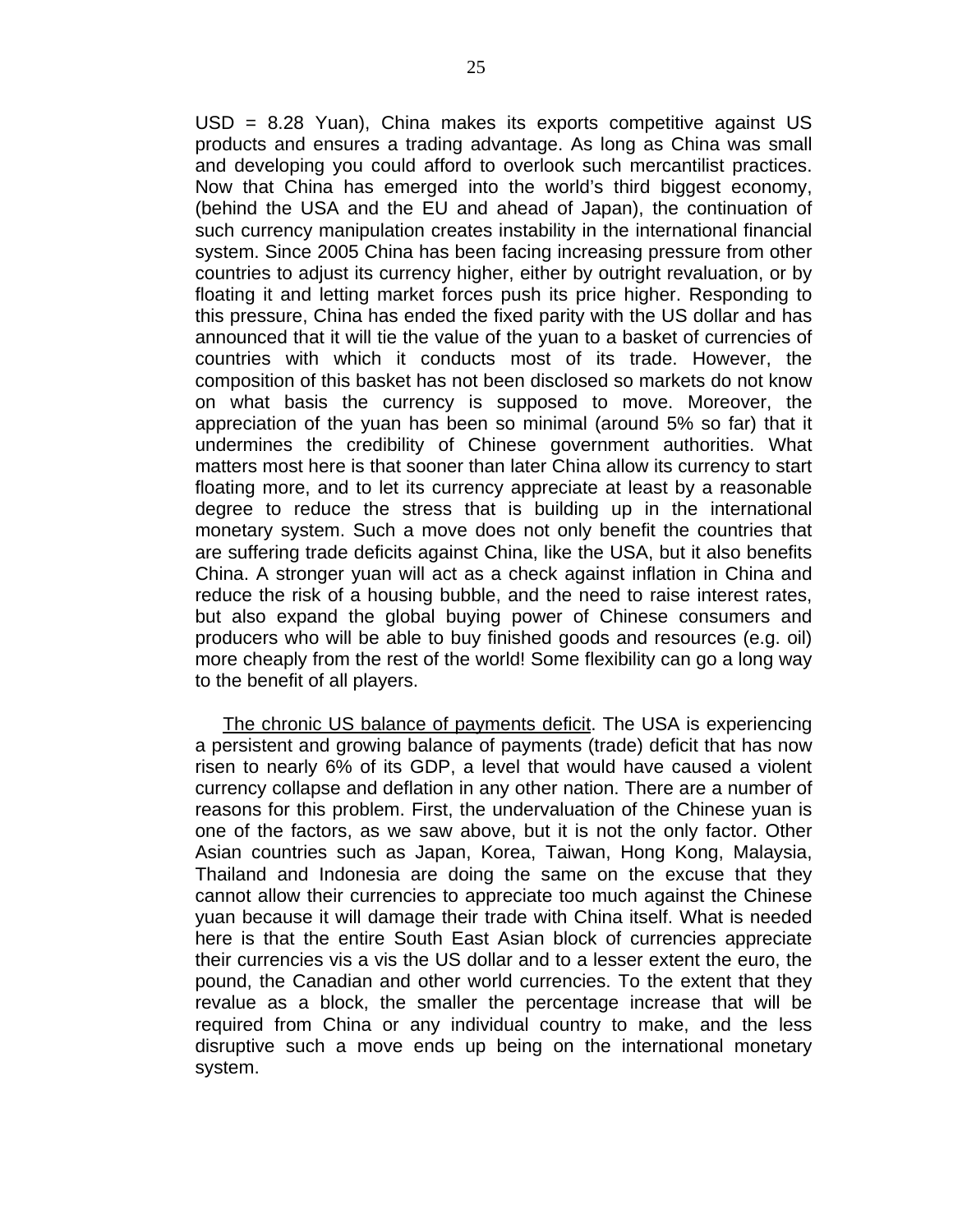USD = 8.28 Yuan), China makes its exports competitive against US products and ensures a trading advantage. As long as China was small and developing you could afford to overlook such mercantilist practices. Now that China has emerged into the world's third biggest economy, (behind the USA and the EU and ahead of Japan), the continuation of such currency manipulation creates instability in the international financial system. Since 2005 China has been facing increasing pressure from other countries to adjust its currency higher, either by outright revaluation, or by floating it and letting market forces push its price higher. Responding to this pressure, China has ended the fixed parity with the US dollar and has announced that it will tie the value of the yuan to a basket of currencies of countries with which it conducts most of its trade. However, the composition of this basket has not been disclosed so markets do not know on what basis the currency is supposed to move. Moreover, the appreciation of the yuan has been so minimal (around 5% so far) that it undermines the credibility of Chinese government authorities. What matters most here is that sooner than later China allow its currency to start floating more, and to let its currency appreciate at least by a reasonable degree to reduce the stress that is building up in the international monetary system. Such a move does not only benefit the countries that are suffering trade deficits against China, like the USA, but it also benefits China. A stronger yuan will act as a check against inflation in China and reduce the risk of a housing bubble, and the need to raise interest rates, but also expand the global buying power of Chinese consumers and producers who will be able to buy finished goods and resources (e.g. oil) more cheaply from the rest of the world! Some flexibility can go a long way to the benefit of all players.

<u>The chronic US balance of payments deficit</u>. The USA is experiencing a persistent and growing balance of payments (trade) deficit that has now risen to nearly 6% of its GDP, a level that would have caused a violent currency collapse and deflation in any other nation. There are a number of reasons for this problem. First, the undervaluation of the Chinese yuan is one of the factors, as we saw above, but it is not the only factor. Other Asian countries such as Japan, Korea, Taiwan, Hong Kong, Malaysia, Thailand and Indonesia are doing the same on the excuse that they cannot allow their currencies to appreciate too much against the Chinese yuan because it will damage their trade with China itself. What is needed here is that the entire South East Asian block of currencies appreciate their currencies vis a vis the US dollar and to a lesser extent the euro, the pound, the Canadian and other world currencies. To the extent that they revalue as a block, the smaller the percentage increase that will be required from China or any individual country to make, and the less disruptive such a move ends up being on the international monetary system.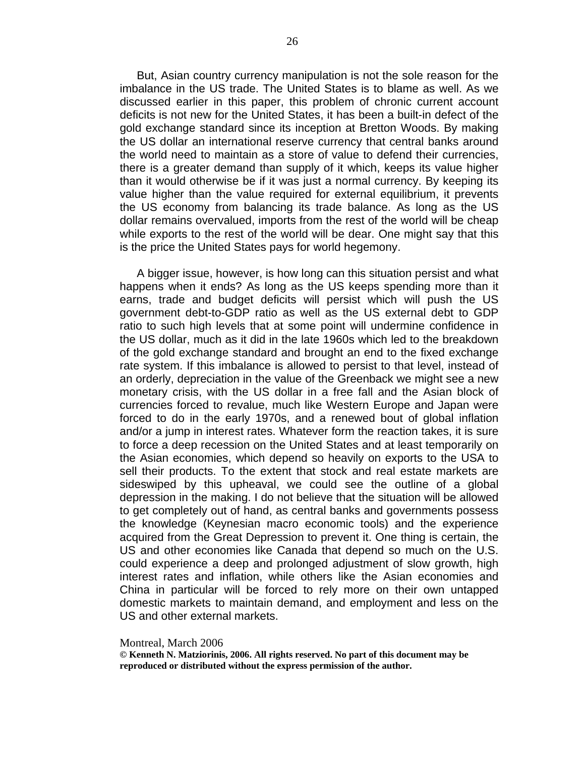But, Asian country currency manipulation is not the sole reason for the imbalance in the US trade. The United States is to blame as well. As we discussed earlier in this paper, this problem of chronic current account deficits is not new for the United States, it has been a built-in defect of the gold exchange standard since its inception at Bretton Woods. By making the US dollar an international reserve currency that central banks around the world need to maintain as a store of value to defend their currencies, there is a greater demand than supply of it which, keeps its value higher than it would otherwise be if it was just a normal currency. By keeping its value higher than the value required for external equilibrium, it prevents the US economy from balancing its trade balance. As long as the US dollar remains overvalued, imports from the rest of the world will be cheap while exports to the rest of the world will be dear. One might say that this is the price the United States pays for world hegemony.

A bigger issue, however, is how long can this situation persist and what happens when it ends? As long as the US keeps spending more than it earns, trade and budget deficits will persist which will push the US government debt-to-GDP ratio as well as the US external debt to GDP ratio to such high levels that at some point will undermine confidence in the US dollar, much as it did in the late 1960s which led to the breakdown of the gold exchange standard and brought an end to the fixed exchange rate system. If this imbalance is allowed to persist to that level, instead of an orderly, depreciation in the value of the Greenback we might see a new monetary crisis, with the US dollar in a free fall and the Asian block of currencies forced to revalue, much like Western Europe and Japan were forced to do in the early 1970s, and a renewed bout of global inflation and/or a jump in interest rates. Whatever form the reaction takes, it is sure to force a deep recession on the United States and at least temporarily on the Asian economies, which depend so heavily on exports to the USA to sell their products. To the extent that stock and real estate markets are sideswiped by this upheaval, we could see the outline of a global depression in the making. I do not believe that the situation will be allowed to get completely out of hand, as central banks and governments possess the knowledge (Keynesian macro economic tools) and the experience acquired from the Great Depression to prevent it. One thing is certain, the US and other economies like Canada that depend so much on the U.S. could experience a deep and prolonged adjustment of slow growth, high interest rates and inflation, while others like the Asian economies and China in particular will be forced to rely more on their own untapped domestic markets to maintain demand, and employment and less on the US and other external markets.

Montreal, March 2006

**© Kenneth N. Matziorinis, 2006. All rights reserved. No part of this document may be reproduced or distributed without the express permission of the author.**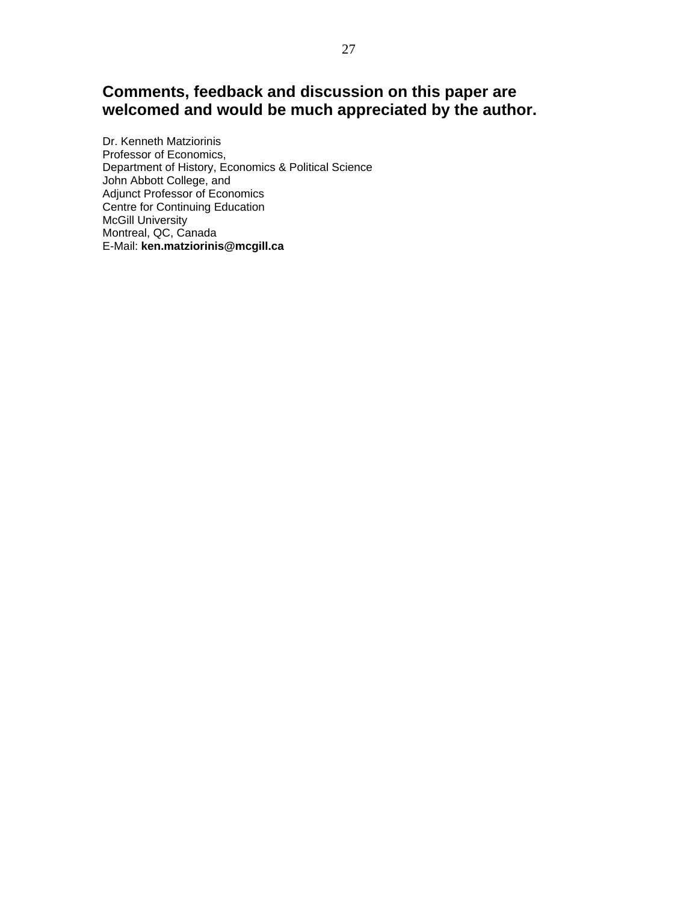**Comments, feedback and discussion on this paper are welcomed and would be much appreciated by the author.**

Dr. Kenneth Matziorinis
Professor of Economics,
Department of History, Economics & Political Science
John Abbott College, and
Adjunct Professor of Economics
Centre for Continuing Education
McGill University
Montreal, QC, Canada
E-Mail: **ken.matziorinis@mcgill.ca**